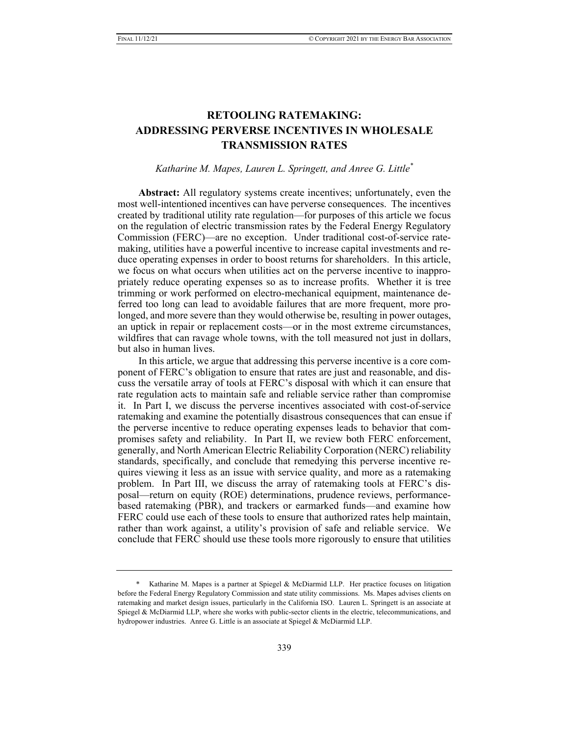# RETOOLING RATEMAKING: ADDRESSING PERVERSE INCENTIVES IN WHOLESALE TRANSMISSION RATES

*Katharine M. Mapes, Lauren L. Springett, and Anree G. Little*[*]

**Abstract:** All regulatory systems create incentives; unfortunately, even the most well-intentioned incentives can have perverse consequences. The incentives created by traditional utility rate regulation—for purposes of this article we focus on the regulation of electric transmission rates by the Federal Energy Regulatory Commission (FERC)—are no exception. Under traditional cost-of-service ratemaking, utilities have a powerful incentive to increase capital investments and reduce operating expenses in order to boost returns for shareholders. In this article, we focus on what occurs when utilities act on the perverse incentive to inappropriately reduce operating expenses so as to increase profits. Whether it is tree trimming or work performed on electro-mechanical equipment, maintenance deferred too long can lead to avoidable failures that are more frequent, more prolonged, and more severe than they would otherwise be, resulting in power outages, an uptick in repair or replacement costs—or in the most extreme circumstances, wildfires that can ravage whole towns, with the toll measured not just in dollars, but also in human lives.

In this article, we argue that addressing this perverse incentive is a core component of FERC's obligation to ensure that rates are just and reasonable, and discuss the versatile array of tools at FERC's disposal with which it can ensure that rate regulation acts to maintain safe and reliable service rather than compromise it. In Part I, we discuss the perverse incentives associated with cost-of-service ratemaking and examine the potentially disastrous consequences that can ensue if the perverse incentive to reduce operating expenses leads to behavior that compromises safety and reliability. In Part II, we review both FERC enforcement, generally, and North American Electric Reliability Corporation (NERC) reliability standards, specifically, and conclude that remedying this perverse incentive requires viewing it less as an issue with service quality, and more as a ratemaking problem. In Part III, we discuss the array of ratemaking tools at FERC's disposal—return on equity (ROE) determinations, prudence reviews, performance-based ratemaking (PBR), and trackers or earmarked funds—and examine how FERC could use each of these tools to ensure that authorized rates help maintain, rather than work against, a utility's provision of safe and reliable service. We conclude that FERC should use these tools more rigorously to ensure that utilities

---

[*] Katharine M. Mapes is a partner at Spiegel & McDiarmid LLP. Her practice focuses on litigation before the Federal Energy Regulatory Commission and state utility commissions. Ms. Mapes advises clients on ratemaking and market design issues, particularly in the California ISO. Lauren L. Springett is an associate at Spiegel & McDiarmid LLP, where she works with public-sector clients in the electric, telecommunications, and hydropower industries. Anree G. Little is an associate at Spiegel & McDiarmid LLP.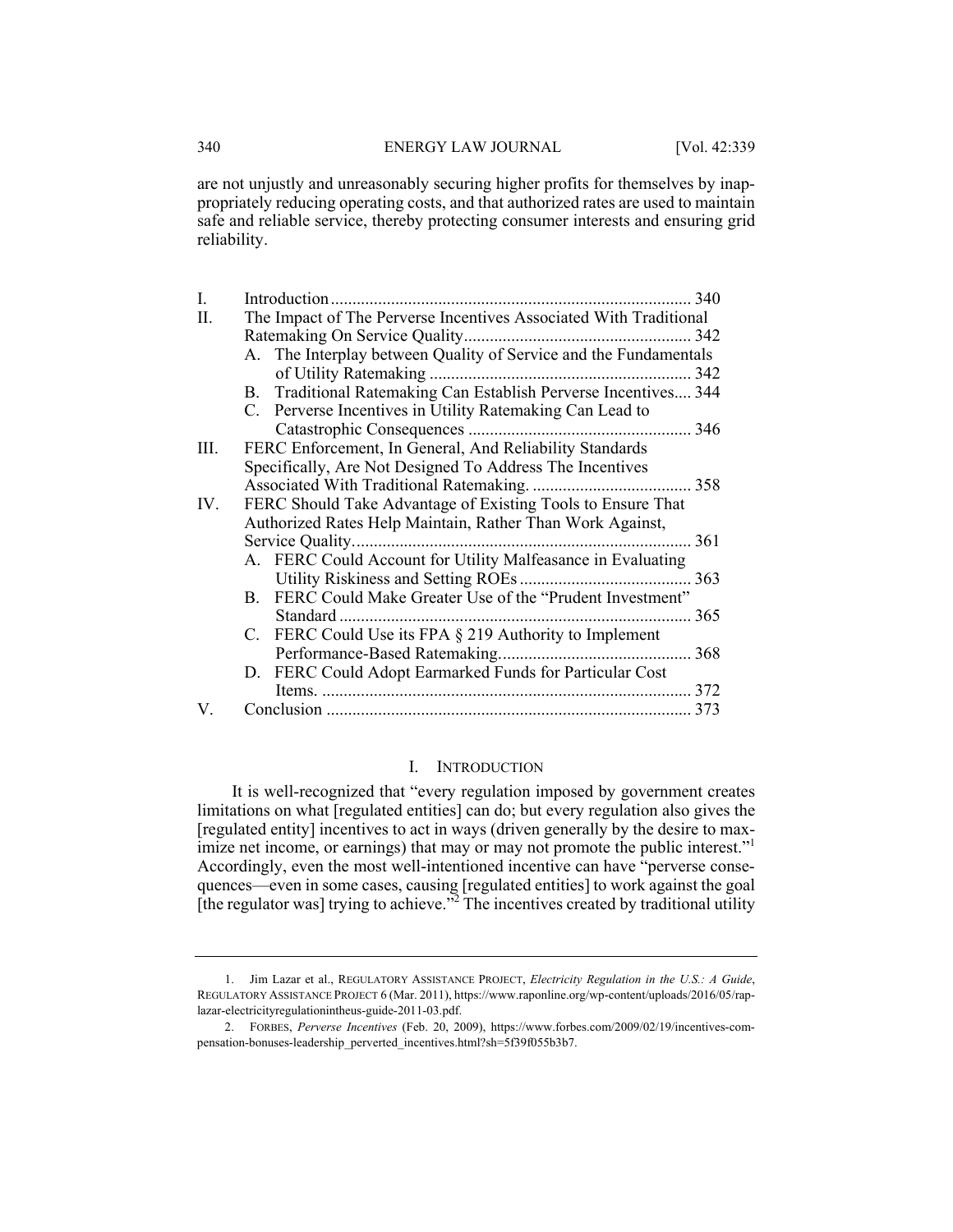are not unjustly and unreasonably securing higher profits for themselves by inappropriately reducing operating costs, and that authorized rates are used to maintain safe and reliable service, thereby protecting consumer interests and ensuring grid reliability.

| | | |
|---|---|---|
| I. | Introduction | 340 |
| II. | The Impact of The Perverse Incentives Associated With Traditional Ratemaking On Service Quality | 342 |
| | A. The Interplay between Quality of Service and the Fundamentals of Utility Ratemaking | 342 |
| | B. Traditional Ratemaking Can Establish Perverse Incentives | 344 |
| | C. Perverse Incentives in Utility Ratemaking Can Lead to Catastrophic Consequences | 346 |
| III. | FERC Enforcement, In General, And Reliability Standards Specifically, Are Not Designed To Address The Incentives Associated With Traditional Ratemaking. | 358 |
| IV. | FERC Should Take Advantage of Existing Tools to Ensure That Authorized Rates Help Maintain, Rather Than Work Against, Service Quality | 361 |
| | A. FERC Could Account for Utility Malfeasance in Evaluating Utility Riskiness and Setting ROEs | 363 |
| | B. FERC Could Make Greater Use of the "Prudent Investment" Standard | 365 |
| | C. FERC Could Use its FPA § 219 Authority to Implement Performance-Based Ratemaking | 368 |
| | D. FERC Could Adopt Earmarked Funds for Particular Cost Items. | 372 |
| V. | Conclusion | 373 |

## I. INTRODUCTION

It is well-recognized that "every regulation imposed by government creates limitations on what [regulated entities] can do; but every regulation also gives the [regulated entity] incentives to act in ways (driven generally by the desire to maximize net income, or earnings) that may or may not promote the public interest."[1] Accordingly, even the most well-intentioned incentive can have "perverse consequences—even in some cases, causing [regulated entities] to work against the goal [the regulator was] trying to achieve."[2] The incentives created by traditional utility

1. Jim Lazar et al., REGULATORY ASSISTANCE PROJECT, *Electricity Regulation in the U.S.: A Guide*, REGULATORY ASSISTANCE PROJECT 6 (Mar. 2011), https://www.raponline.org/wp-content/uploads/2016/05/rap-lazar-electricityregulationintheus-guide-2011-03.pdf.

2. FORBES, *Perverse Incentives* (Feb. 20, 2009), https://www.forbes.com/2009/02/19/incentives-compensation-bonuses-leadership_perverted_incentives.html?sh=5f39f055b3b7.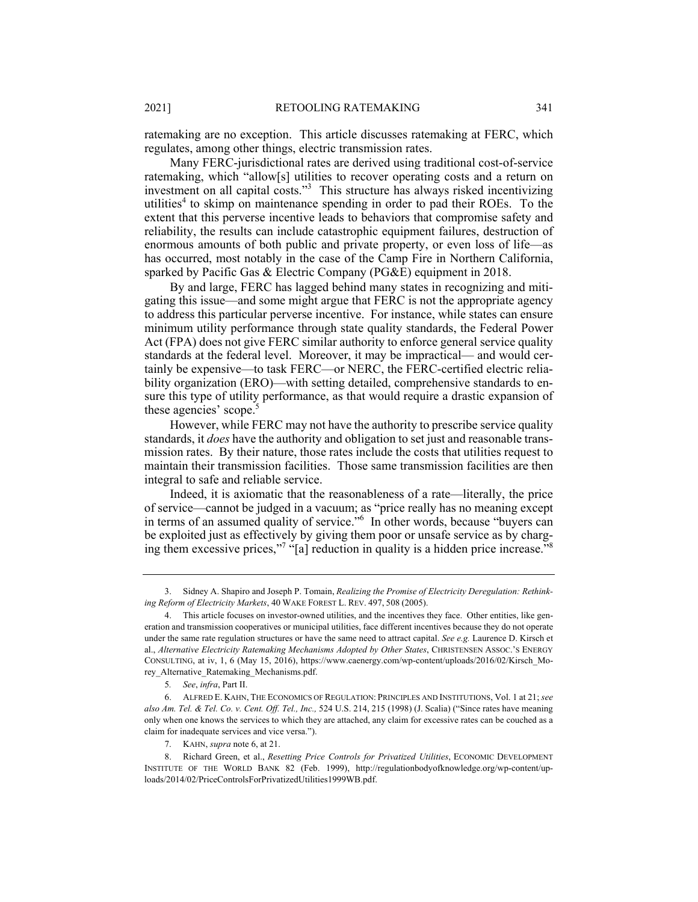ratemaking are no exception. This article discusses ratemaking at FERC, which regulates, among other things, electric transmission rates.

Many FERC-jurisdictional rates are derived using traditional cost-of-service ratemaking, which "allow[s] utilities to recover operating costs and a return on investment on all capital costs."[3] This structure has always risked incentivizing utilities[4] to skimp on maintenance spending in order to pad their ROEs. To the extent that this perverse incentive leads to behaviors that compromise safety and reliability, the results can include catastrophic equipment failures, destruction of enormous amounts of both public and private property, or even loss of life—as has occurred, most notably in the case of the Camp Fire in Northern California, sparked by Pacific Gas & Electric Company (PG&E) equipment in 2018.

By and large, FERC has lagged behind many states in recognizing and mitigating this issue—and some might argue that FERC is not the appropriate agency to address this particular perverse incentive. For instance, while states can ensure minimum utility performance through state quality standards, the Federal Power Act (FPA) does not give FERC similar authority to enforce general service quality standards at the federal level. Moreover, it may be impractical— and would certainly be expensive—to task FERC—or NERC, the FERC-certified electric reliability organization (ERO)—with setting detailed, comprehensive standards to ensure this type of utility performance, as that would require a drastic expansion of these agencies' scope.[5]

However, while FERC may not have the authority to prescribe service quality standards, it *does* have the authority and obligation to set just and reasonable transmission rates. By their nature, those rates include the costs that utilities request to maintain their transmission facilities. Those same transmission facilities are then integral to safe and reliable service.

Indeed, it is axiomatic that the reasonableness of a rate—literally, the price of service—cannot be judged in a vacuum; as "price really has no meaning except in terms of an assumed quality of service."[6] In other words, because "buyers can be exploited just as effectively by giving them poor or unsafe service as by charging them excessive prices,"[7] "[a] reduction in quality is a hidden price increase."[8]

---

3. Sidney A. Shapiro and Joseph P. Tomain, *Realizing the Promise of Electricity Deregulation: Rethinking Reform of Electricity Markets*, 40 WAKE FOREST L. REV. 497, 508 (2005).

4. This article focuses on investor-owned utilities, and the incentives they face. Other entities, like generation and transmission cooperatives or municipal utilities, face different incentives because they do not operate under the same rate regulation structures or have the same need to attract capital. *See e.g.* Laurence D. Kirsch et al., *Alternative Electricity Ratemaking Mechanisms Adopted by Other States*, CHRISTENSEN ASSOC.'S ENERGY CONSULTING, at iv, 1, 6 (May 15, 2016), https://www.caenergy.com/wp-content/uploads/2016/02/Kirsch_Morey_Alternative_Ratemaking_Mechanisms.pdf.

5. *See*, *infra*, Part II.

6. ALFRED E. KAHN, THE ECONOMICS OF REGULATION: PRINCIPLES AND INSTITUTIONS, Vol. 1 at 21; *see also Am. Tel. & Tel. Co. v. Cent. Off. Tel., Inc.,* 524 U.S. 214, 215 (1998) (J. Scalia) ("Since rates have meaning only when one knows the services to which they are attached, any claim for excessive rates can be couched as a claim for inadequate services and vice versa.").

7. KAHN, *supra* note 6, at 21.

8. Richard Green, et al., *Resetting Price Controls for Privatized Utilities*, ECONOMIC DEVELOPMENT INSTITUTE OF THE WORLD BANK 82 (Feb. 1999), http://regulationbodyofknowledge.org/wp-content/uploads/2014/02/PriceControlsForPrivatizedUtilities1999WB.pdf.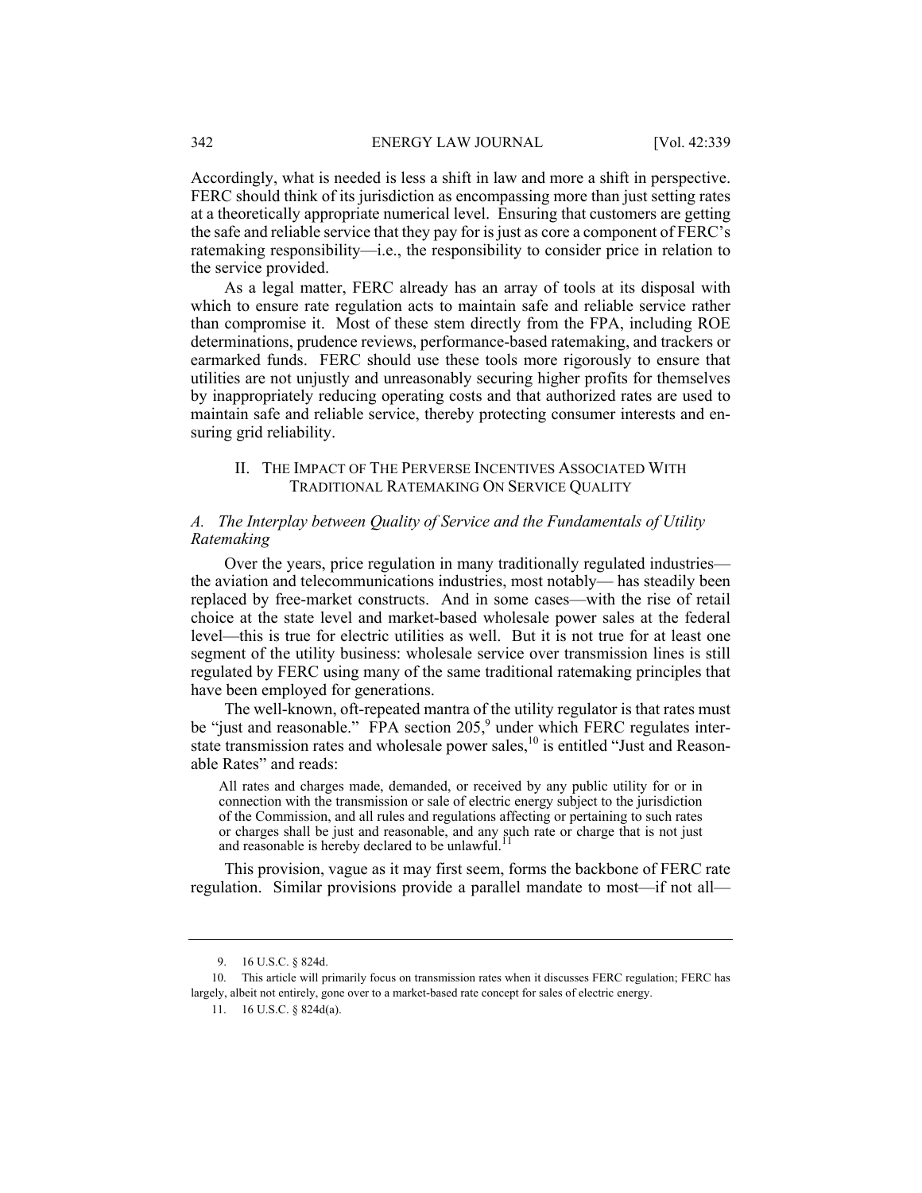Accordingly, what is needed is less a shift in law and more a shift in perspective. FERC should think of its jurisdiction as encompassing more than just setting rates at a theoretically appropriate numerical level. Ensuring that customers are getting the safe and reliable service that they pay for is just as core a component of FERC's ratemaking responsibility—i.e., the responsibility to consider price in relation to the service provided.

As a legal matter, FERC already has an array of tools at its disposal with which to ensure rate regulation acts to maintain safe and reliable service rather than compromise it. Most of these stem directly from the FPA, including ROE determinations, prudence reviews, performance-based ratemaking, and trackers or earmarked funds. FERC should use these tools more rigorously to ensure that utilities are not unjustly and unreasonably securing higher profits for themselves by inappropriately reducing operating costs and that authorized rates are used to maintain safe and reliable service, thereby protecting consumer interests and ensuring grid reliability.

## II. The Impact of The Perverse Incentives Associated With Traditional Ratemaking On Service Quality

### *A. The Interplay between Quality of Service and the Fundamentals of Utility Ratemaking*

Over the years, price regulation in many traditionally regulated industries—the aviation and telecommunications industries, most notably— has steadily been replaced by free-market constructs. And in some cases—with the rise of retail choice at the state level and market-based wholesale power sales at the federal level—this is true for electric utilities as well. But it is not true for at least one segment of the utility business: wholesale service over transmission lines is still regulated by FERC using many of the same traditional ratemaking principles that have been employed for generations.

The well-known, oft-repeated mantra of the utility regulator is that rates must be "just and reasonable." FPA section 205,[9] under which FERC regulates interstate transmission rates and wholesale power sales,[10] is entitled "Just and Reasonable Rates" and reads:

> All rates and charges made, demanded, or received by any public utility for or in connection with the transmission or sale of electric energy subject to the jurisdiction of the Commission, and all rules and regulations affecting or pertaining to such rates or charges shall be just and reasonable, and any such rate or charge that is not just and reasonable is hereby declared to be unlawful.[11]

This provision, vague as it may first seem, forms the backbone of FERC rate regulation. Similar provisions provide a parallel mandate to most—if not all—

---

9. 16 U.S.C. § 824d.

10. This article will primarily focus on transmission rates when it discusses FERC regulation; FERC has largely, albeit not entirely, gone over to a market-based rate concept for sales of electric energy.

11. 16 U.S.C. § 824d(a).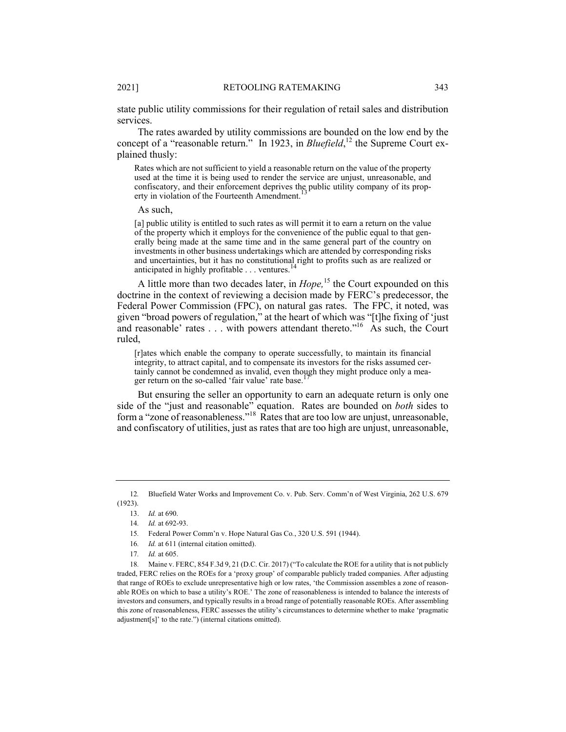state public utility commissions for their regulation of retail sales and distribution services.

The rates awarded by utility commissions are bounded on the low end by the concept of a "reasonable return." In 1923, in *Bluefield*,[12] the Supreme Court explained thusly:

> Rates which are not sufficient to yield a reasonable return on the value of the property used at the time it is being used to render the service are unjust, unreasonable, and confiscatory, and their enforcement deprives the public utility company of its property in violation of the Fourteenth Amendment.[13]

As such,

> [a] public utility is entitled to such rates as will permit it to earn a return on the value of the property which it employs for the convenience of the public equal to that generally being made at the same time and in the same general part of the country on investments in other business undertakings which are attended by corresponding risks and uncertainties, but it has no constitutional right to profits such as are realized or anticipated in highly profitable . . . ventures.[14]

A little more than two decades later, in *Hope,*[15] the Court expounded on this doctrine in the context of reviewing a decision made by FERC's predecessor, the Federal Power Commission (FPC), on natural gas rates. The FPC, it noted, was given "broad powers of regulation," at the heart of which was "[t]he fixing of 'just and reasonable' rates . . . with powers attendant thereto."[16] As such, the Court ruled,

> [r]ates which enable the company to operate successfully, to maintain its financial integrity, to attract capital, and to compensate its investors for the risks assumed certainly cannot be condemned as invalid, even though they might produce only a meager return on the so-called 'fair value' rate base.[17]

But ensuring the seller an opportunity to earn an adequate return is only one side of the "just and reasonable" equation. Rates are bounded on *both* sides to form a "zone of reasonableness."[18] Rates that are too low are unjust, unreasonable, and confiscatory of utilities, just as rates that are too high are unjust, unreasonable,

---

12. Bluefield Water Works and Improvement Co. v. Pub. Serv. Comm'n of West Virginia, 262 U.S. 679 (1923).

13. *Id.* at 690.

14. *Id.* at 692-93.

15. Federal Power Comm'n v. Hope Natural Gas Co*.*, 320 U.S. 591 (1944).

16. *Id.* at 611 (internal citation omitted).

17. *Id.* at 605.

18. Maine v. FERC, 854 F.3d 9, 21 (D.C. Cir. 2017) ("To calculate the ROE for a utility that is not publicly traded, FERC relies on the ROEs for a 'proxy group' of comparable publicly traded companies. After adjusting that range of ROEs to exclude unrepresentative high or low rates, 'the Commission assembles a zone of reasonable ROEs on which to base a utility's ROE.' The zone of reasonableness is intended to balance the interests of investors and consumers, and typically results in a broad range of potentially reasonable ROEs. After assembling this zone of reasonableness, FERC assesses the utility's circumstances to determine whether to make 'pragmatic adjustment[s]' to the rate.") (internal citations omitted).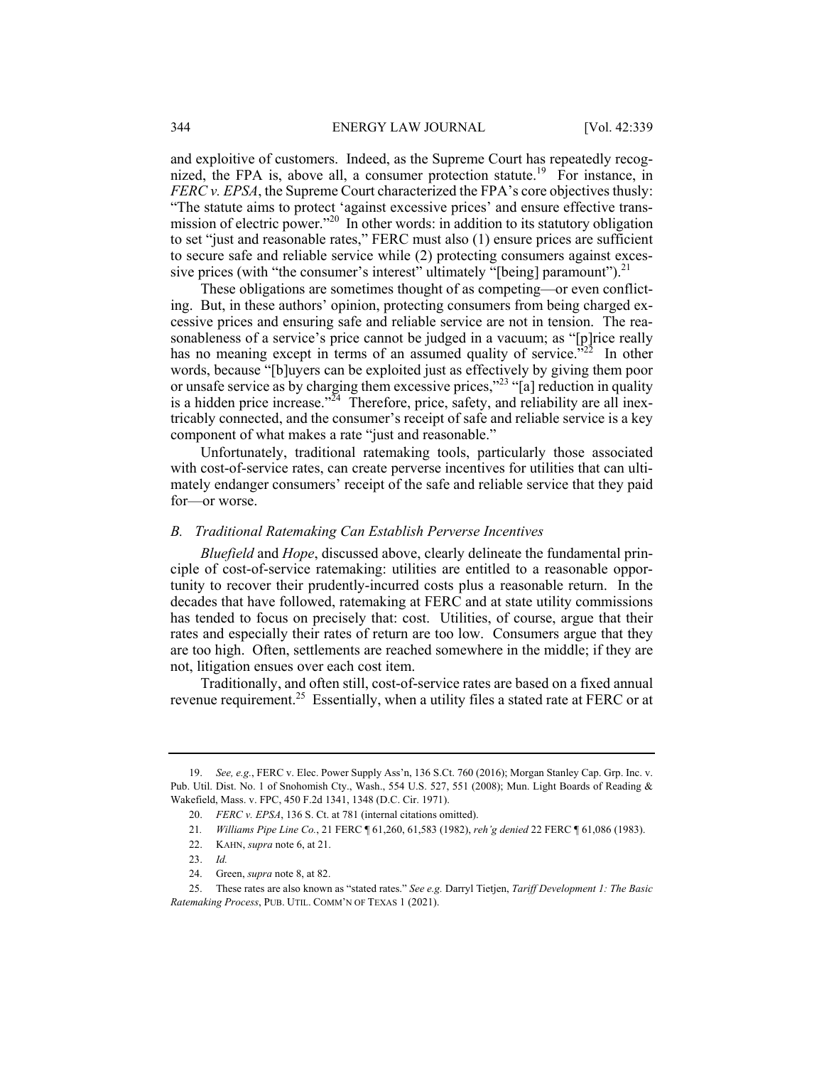and exploitive of customers. Indeed, as the Supreme Court has repeatedly recognized, the FPA is, above all, a consumer protection statute.[19] For instance, in *FERC v. EPSA*, the Supreme Court characterized the FPA's core objectives thusly: "The statute aims to protect 'against excessive prices' and ensure effective transmission of electric power."[20] In other words: in addition to its statutory obligation to set "just and reasonable rates," FERC must also (1) ensure prices are sufficient to secure safe and reliable service while (2) protecting consumers against excessive prices (with "the consumer's interest" ultimately "[being] paramount").[21]

These obligations are sometimes thought of as competing—or even conflicting. But, in these authors' opinion, protecting consumers from being charged excessive prices and ensuring safe and reliable service are not in tension. The reasonableness of a service's price cannot be judged in a vacuum; as "[p]rice really has no meaning except in terms of an assumed quality of service."[22] In other words, because "[b]uyers can be exploited just as effectively by giving them poor or unsafe service as by charging them excessive prices,"[23] "[a] reduction in quality is a hidden price increase."[24] Therefore, price, safety, and reliability are all inextricably connected, and the consumer's receipt of safe and reliable service is a key component of what makes a rate "just and reasonable."

Unfortunately, traditional ratemaking tools, particularly those associated with cost-of-service rates, can create perverse incentives for utilities that can ultimately endanger consumers' receipt of the safe and reliable service that they paid for—or worse.

### *B. Traditional Ratemaking Can Establish Perverse Incentives*

*Bluefield* and *Hope*, discussed above, clearly delineate the fundamental principle of cost-of-service ratemaking: utilities are entitled to a reasonable opportunity to recover their prudently-incurred costs plus a reasonable return. In the decades that have followed, ratemaking at FERC and at state utility commissions has tended to focus on precisely that: cost. Utilities, of course, argue that their rates and especially their rates of return are too low. Consumers argue that they are too high. Often, settlements are reached somewhere in the middle; if they are not, litigation ensues over each cost item.

Traditionally, and often still, cost-of-service rates are based on a fixed annual revenue requirement.[25] Essentially, when a utility files a stated rate at FERC or at

---

19. *See, e.g.*, FERC v. Elec. Power Supply Ass'n, 136 S.Ct. 760 (2016); Morgan Stanley Cap. Grp. Inc. v. Pub. Util. Dist. No. 1 of Snohomish Cty., Wash., 554 U.S. 527, 551 (2008); Mun. Light Boards of Reading & Wakefield, Mass. v. FPC, 450 F.2d 1341, 1348 (D.C. Cir. 1971).

20. *FERC v. EPSA*, 136 S. Ct. at 781 (internal citations omitted).

21. *Williams Pipe Line Co.*, 21 FERC ¶ 61,260, 61,583 (1982), *reh'g denied* 22 FERC ¶ 61,086 (1983).

22. KAHN, *supra* note 6, at 21.

23. *Id.*

24. Green, *supra* note 8, at 82.

25. These rates are also known as "stated rates." *See e.g.* Darryl Tietjen, *Tariff Development 1: The Basic Ratemaking Process*, PUB. UTIL. COMM'N OF TEXAS 1 (2021).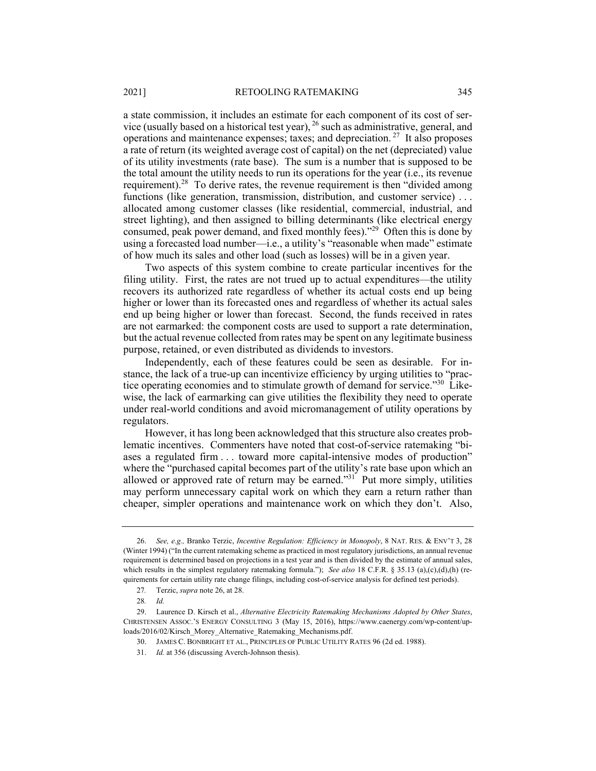a state commission, it includes an estimate for each component of its cost of service (usually based on a historical test year), [26] such as administrative, general, and operations and maintenance expenses; taxes; and depreciation. [27] It also proposes a rate of return (its weighted average cost of capital) on the net (depreciated) value of its utility investments (rate base). The sum is a number that is supposed to be the total amount the utility needs to run its operations for the year (i.e., its revenue requirement).[28] To derive rates, the revenue requirement is then "divided among functions (like generation, transmission, distribution, and customer service) . . . allocated among customer classes (like residential, commercial, industrial, and street lighting), and then assigned to billing determinants (like electrical energy consumed, peak power demand, and fixed monthly fees)."[29] Often this is done by using a forecasted load number—i.e., a utility's "reasonable when made" estimate of how much its sales and other load (such as losses) will be in a given year.

Two aspects of this system combine to create particular incentives for the filing utility. First, the rates are not trued up to actual expenditures—the utility recovers its authorized rate regardless of whether its actual costs end up being higher or lower than its forecasted ones and regardless of whether its actual sales end up being higher or lower than forecast. Second, the funds received in rates are not earmarked: the component costs are used to support a rate determination, but the actual revenue collected from rates may be spent on any legitimate business purpose, retained, or even distributed as dividends to investors.

Independently, each of these features could be seen as desirable. For instance, the lack of a true-up can incentivize efficiency by urging utilities to "practice operating economies and to stimulate growth of demand for service."[30] Likewise, the lack of earmarking can give utilities the flexibility they need to operate under real-world conditions and avoid micromanagement of utility operations by regulators.

However, it has long been acknowledged that this structure also creates problematic incentives. Commenters have noted that cost-of-service ratemaking "biases a regulated firm . . . toward more capital-intensive modes of production" where the "purchased capital becomes part of the utility's rate base upon which an allowed or approved rate of return may be earned."[31] Put more simply, utilities may perform unnecessary capital work on which they earn a return rather than cheaper, simpler operations and maintenance work on which they don't. Also,

---

26. *See, e.g.,* Branko Terzic, *Incentive Regulation: Efficiency in Monopoly*, 8 NAT. RES. & ENV'T 3, 28 (Winter 1994) ("In the current ratemaking scheme as practiced in most regulatory jurisdictions, an annual revenue requirement is determined based on projections in a test year and is then divided by the estimate of annual sales, which results in the simplest regulatory ratemaking formula."); *See also* 18 C.F.R. § 35.13 (a),(c),(d),(h) (requirements for certain utility rate change filings, including cost-of-service analysis for defined test periods).

27. Terzic, *supra* note 26, at 28.

28. *Id.*

29. Laurence D. Kirsch et al., *Alternative Electricity Ratemaking Mechanisms Adopted by Other States*, CHRISTENSEN ASSOC.'S ENERGY CONSULTING 3 (May 15, 2016), https://www.caenergy.com/wp-content/uploads/2016/02/Kirsch_Morey_Alternative_Ratemaking_Mechanisms.pdf.

30. JAMES C. BONBRIGHT ET AL., PRINCIPLES OF PUBLIC UTILITY RATES 96 (2d ed. 1988).

31. *Id.* at 356 (discussing Averch-Johnson thesis).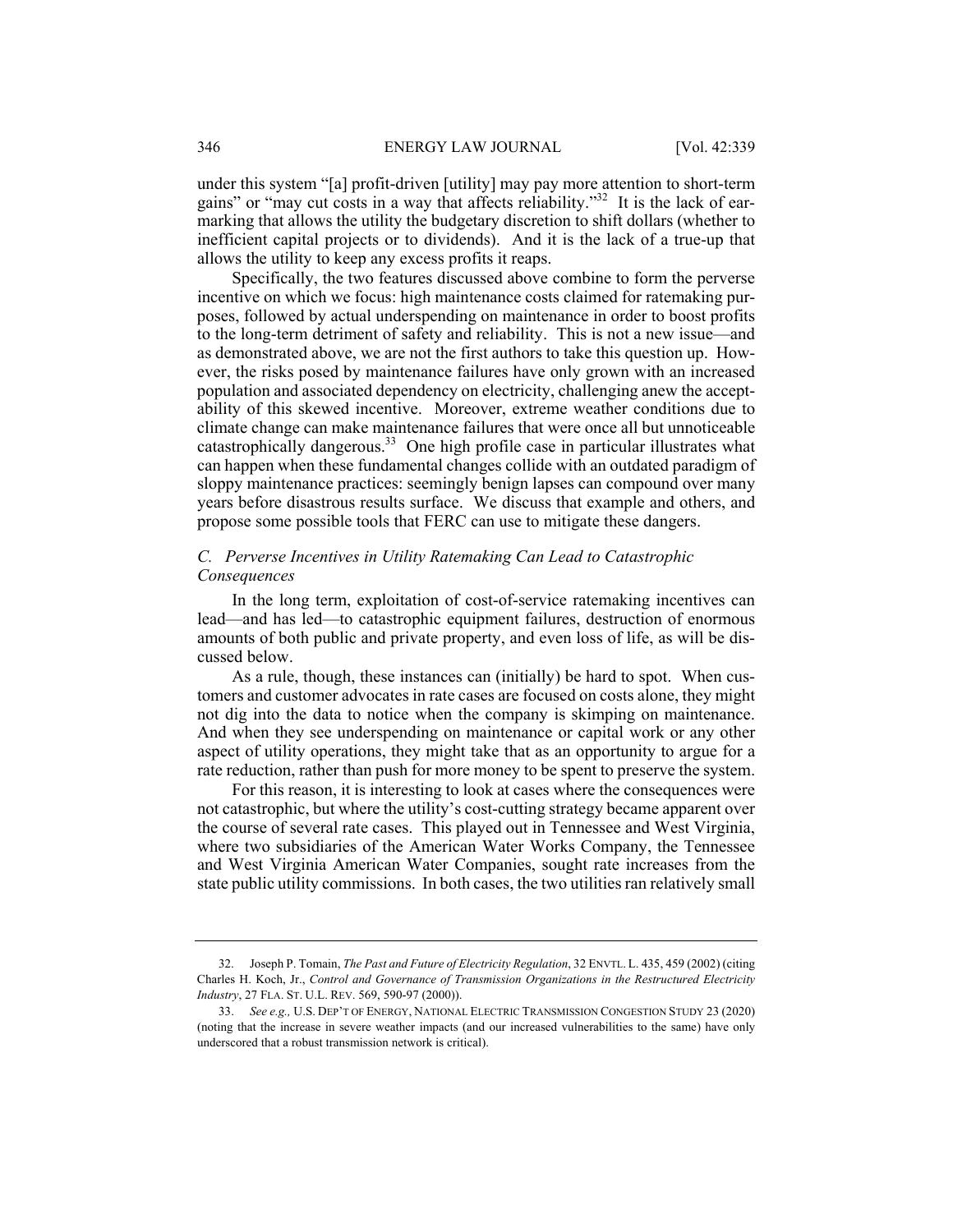under this system "[a] profit-driven [utility] may pay more attention to short-term gains" or "may cut costs in a way that affects reliability."[32] It is the lack of earmarking that allows the utility the budgetary discretion to shift dollars (whether to inefficient capital projects or to dividends). And it is the lack of a true-up that allows the utility to keep any excess profits it reaps.

Specifically, the two features discussed above combine to form the perverse incentive on which we focus: high maintenance costs claimed for ratemaking purposes, followed by actual underspending on maintenance in order to boost profits to the long-term detriment of safety and reliability. This is not a new issue—and as demonstrated above, we are not the first authors to take this question up. However, the risks posed by maintenance failures have only grown with an increased population and associated dependency on electricity, challenging anew the acceptability of this skewed incentive. Moreover, extreme weather conditions due to climate change can make maintenance failures that were once all but unnoticeable catastrophically dangerous.[33] One high profile case in particular illustrates what can happen when these fundamental changes collide with an outdated paradigm of sloppy maintenance practices: seemingly benign lapses can compound over many years before disastrous results surface. We discuss that example and others, and propose some possible tools that FERC can use to mitigate these dangers.

### *C. Perverse Incentives in Utility Ratemaking Can Lead to Catastrophic Consequences*

In the long term, exploitation of cost-of-service ratemaking incentives can lead—and has led—to catastrophic equipment failures, destruction of enormous amounts of both public and private property, and even loss of life, as will be discussed below.

As a rule, though, these instances can (initially) be hard to spot. When customers and customer advocates in rate cases are focused on costs alone, they might not dig into the data to notice when the company is skimping on maintenance. And when they see underspending on maintenance or capital work or any other aspect of utility operations, they might take that as an opportunity to argue for a rate reduction, rather than push for more money to be spent to preserve the system.

For this reason, it is interesting to look at cases where the consequences were not catastrophic, but where the utility's cost-cutting strategy became apparent over the course of several rate cases. This played out in Tennessee and West Virginia, where two subsidiaries of the American Water Works Company, the Tennessee and West Virginia American Water Companies, sought rate increases from the state public utility commissions. In both cases, the two utilities ran relatively small

---

32. Joseph P. Tomain, *The Past and Future of Electricity Regulation*, 32 ENVTL. L. 435, 459 (2002) (citing Charles H. Koch, Jr., *Control and Governance of Transmission Organizations in the Restructured Electricity Industry*, 27 FLA. ST. U.L. REV. 569, 590-97 (2000)).

33. *See e.g.,* U.S. DEP'T OF ENERGY, NATIONAL ELECTRIC TRANSMISSION CONGESTION STUDY 23 (2020) (noting that the increase in severe weather impacts (and our increased vulnerabilities to the same) have only underscored that a robust transmission network is critical).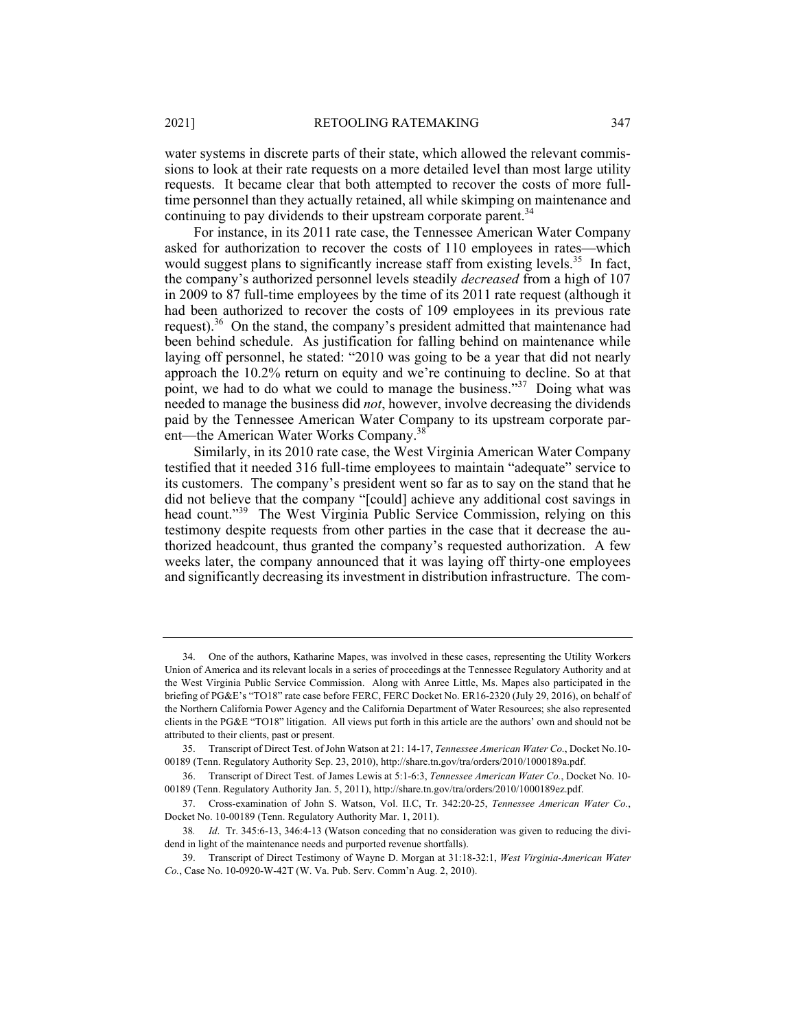water systems in discrete parts of their state, which allowed the relevant commissions to look at their rate requests on a more detailed level than most large utility requests. It became clear that both attempted to recover the costs of more full-time personnel than they actually retained, all while skimping on maintenance and continuing to pay dividends to their upstream corporate parent.[34]

For instance, in its 2011 rate case, the Tennessee American Water Company asked for authorization to recover the costs of 110 employees in rates—which would suggest plans to significantly increase staff from existing levels.[35] In fact, the company's authorized personnel levels steadily *decreased* from a high of 107 in 2009 to 87 full-time employees by the time of its 2011 rate request (although it had been authorized to recover the costs of 109 employees in its previous rate request).[36] On the stand, the company's president admitted that maintenance had been behind schedule. As justification for falling behind on maintenance while laying off personnel, he stated: "2010 was going to be a year that did not nearly approach the 10.2% return on equity and we're continuing to decline. So at that point, we had to do what we could to manage the business."[37] Doing what was needed to manage the business did *not*, however, involve decreasing the dividends paid by the Tennessee American Water Company to its upstream corporate parent—the American Water Works Company.[38]

Similarly, in its 2010 rate case, the West Virginia American Water Company testified that it needed 316 full-time employees to maintain "adequate" service to its customers. The company's president went so far as to say on the stand that he did not believe that the company "[could] achieve any additional cost savings in head count."[39] The West Virginia Public Service Commission, relying on this testimony despite requests from other parties in the case that it decrease the authorized headcount, thus granted the company's requested authorization. A few weeks later, the company announced that it was laying off thirty-one employees and significantly decreasing its investment in distribution infrastructure. The com-

---

34. One of the authors, Katharine Mapes, was involved in these cases, representing the Utility Workers Union of America and its relevant locals in a series of proceedings at the Tennessee Regulatory Authority and at the West Virginia Public Service Commission. Along with Anree Little, Ms. Mapes also participated in the briefing of PG&E's "TO18" rate case before FERC, FERC Docket No. ER16-2320 (July 29, 2016), on behalf of the Northern California Power Agency and the California Department of Water Resources; she also represented clients in the PG&E "TO18" litigation. All views put forth in this article are the authors' own and should not be attributed to their clients, past or present.

35. Transcript of Direct Test. of John Watson at 21: 14-17, *Tennessee American Water Co.*, Docket No.10-00189 (Tenn. Regulatory Authority Sep. 23, 2010), http://share.tn.gov/tra/orders/2010/1000189a.pdf.

36. Transcript of Direct Test. of James Lewis at 5:1-6:3, *Tennessee American Water Co.*, Docket No. 10-00189 (Tenn. Regulatory Authority Jan. 5, 2011), http://share.tn.gov/tra/orders/2010/1000189ez.pdf.

37. Cross-examination of John S. Watson, Vol. II.C, Tr. 342:20-25, *Tennessee American Water Co.*, Docket No. 10-00189 (Tenn. Regulatory Authority Mar. 1, 2011).

38. *Id*. Tr. 345:6-13, 346:4-13 (Watson conceding that no consideration was given to reducing the dividend in light of the maintenance needs and purported revenue shortfalls).

39. Transcript of Direct Testimony of Wayne D. Morgan at 31:18-32:1, *West Virginia-American Water Co.*, Case No. 10-0920-W-42T (W. Va. Pub. Serv. Comm'n Aug. 2, 2010).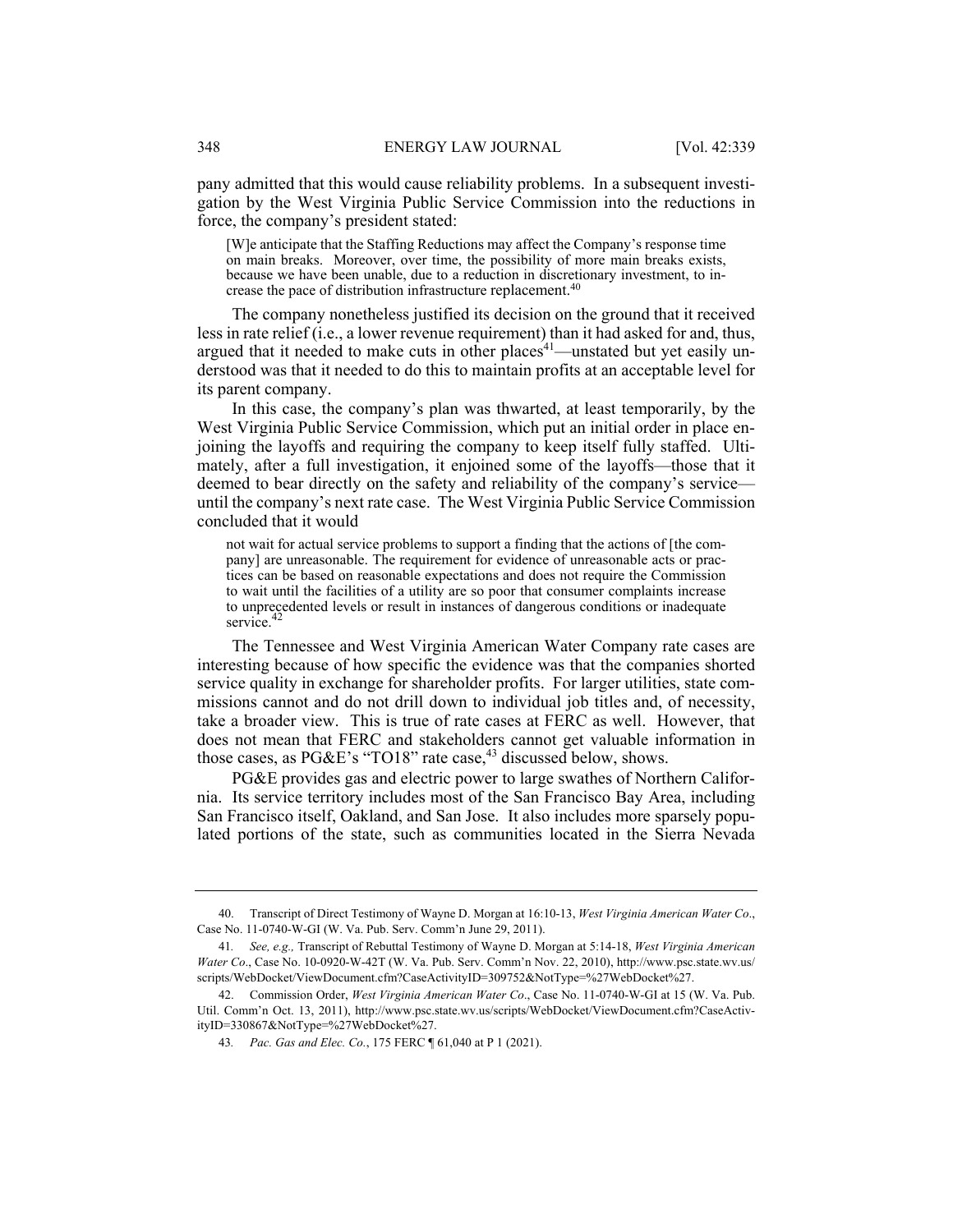pany admitted that this would cause reliability problems. In a subsequent investigation by the West Virginia Public Service Commission into the reductions in force, the company's president stated:

> [W]e anticipate that the Staffing Reductions may affect the Company's response time on main breaks. Moreover, over time, the possibility of more main breaks exists, because we have been unable, due to a reduction in discretionary investment, to increase the pace of distribution infrastructure replacement.[40]

The company nonetheless justified its decision on the ground that it received less in rate relief (i.e., a lower revenue requirement) than it had asked for and, thus, argued that it needed to make cuts in other places[41]—unstated but yet easily understood was that it needed to do this to maintain profits at an acceptable level for its parent company.

In this case, the company's plan was thwarted, at least temporarily, by the West Virginia Public Service Commission, which put an initial order in place enjoining the layoffs and requiring the company to keep itself fully staffed. Ultimately, after a full investigation, it enjoined some of the layoffs—those that it deemed to bear directly on the safety and reliability of the company's service—until the company's next rate case. The West Virginia Public Service Commission concluded that it would

> not wait for actual service problems to support a finding that the actions of [the company] are unreasonable. The requirement for evidence of unreasonable acts or practices can be based on reasonable expectations and does not require the Commission to wait until the facilities of a utility are so poor that consumer complaints increase to unprecedented levels or result in instances of dangerous conditions or inadequate service.[42]

The Tennessee and West Virginia American Water Company rate cases are interesting because of how specific the evidence was that the companies shorted service quality in exchange for shareholder profits. For larger utilities, state commissions cannot and do not drill down to individual job titles and, of necessity, take a broader view. This is true of rate cases at FERC as well. However, that does not mean that FERC and stakeholders cannot get valuable information in those cases, as PG&E's "TO18" rate case,[43] discussed below, shows.

PG&E provides gas and electric power to large swathes of Northern California. Its service territory includes most of the San Francisco Bay Area, including San Francisco itself, Oakland, and San Jose. It also includes more sparsely populated portions of the state, such as communities located in the Sierra Nevada

---

40. Transcript of Direct Testimony of Wayne D. Morgan at 16:10-13, *West Virginia American Water Co*., Case No. 11-0740-W-GI (W. Va. Pub. Serv. Comm'n June 29, 2011).

41. *See, e.g.,* Transcript of Rebuttal Testimony of Wayne D. Morgan at 5:14-18, *West Virginia American Water Co*., Case No. 10-0920-W-42T (W. Va. Pub. Serv. Comm'n Nov. 22, 2010), http://www.psc.state.wv.us/scripts/WebDocket/ViewDocument.cfm?CaseActivityID=309752&NotType=%27WebDocket%27.

42. Commission Order, *West Virginia American Water Co*., Case No. 11-0740-W-GI at 15 (W. Va. Pub. Util. Comm'n Oct. 13, 2011), http://www.psc.state.wv.us/scripts/WebDocket/ViewDocument.cfm?CaseActivityID=330867&NotType=%27WebDocket%27.

43. *Pac. Gas and Elec. Co.*, 175 FERC ¶ 61,040 at P 1 (2021).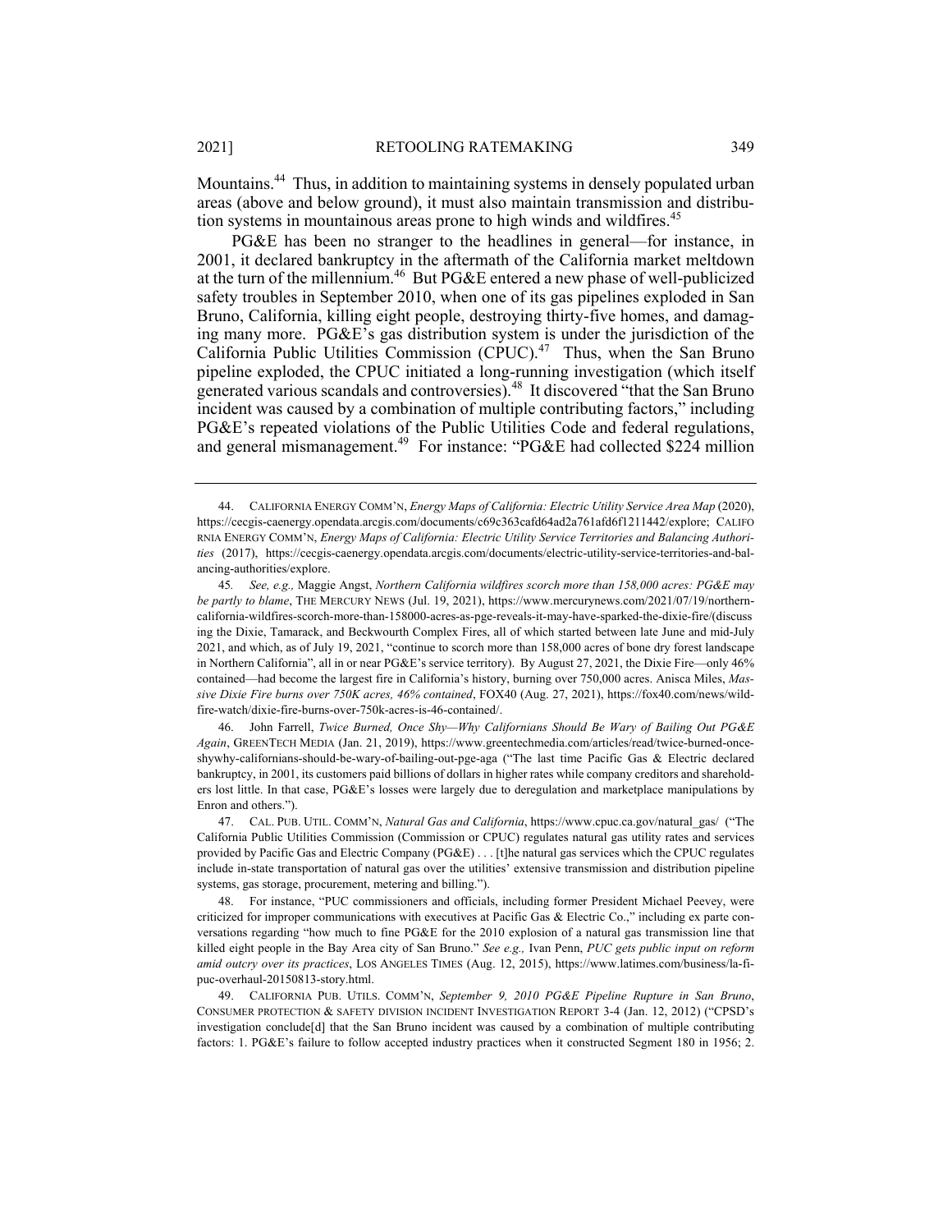Mountains.[44] Thus, in addition to maintaining systems in densely populated urban areas (above and below ground), it must also maintain transmission and distribution systems in mountainous areas prone to high winds and wildfires.[45]

PG&E has been no stranger to the headlines in general—for instance, in 2001, it declared bankruptcy in the aftermath of the California market meltdown at the turn of the millennium.[46] But PG&E entered a new phase of well-publicized safety troubles in September 2010, when one of its gas pipelines exploded in San Bruno, California, killing eight people, destroying thirty-five homes, and damaging many more. PG&E's gas distribution system is under the jurisdiction of the California Public Utilities Commission (CPUC).[47] Thus, when the San Bruno pipeline exploded, the CPUC initiated a long-running investigation (which itself generated various scandals and controversies).[48] It discovered "that the San Bruno incident was caused by a combination of multiple contributing factors," including PG&E's repeated violations of the Public Utilities Code and federal regulations, and general mismanagement.[49] For instance: "PG&E had collected $224 million

---

44. CALIFORNIA ENERGY COMM'N, *Energy Maps of California: Electric Utility Service Area Map* (2020), https://cecgis-caenergy.opendata.arcgis.com/documents/c69c363cafd64ad2a761afd6f1211442/explore; CALIFORNIA ENERGY COMM'N, *Energy Maps of California: Electric Utility Service Territories and Balancing Authorities* (2017), https://cecgis-caenergy.opendata.arcgis.com/documents/electric-utility-service-territories-and-balancing-authorities/explore.

45. *See, e.g.,* Maggie Angst, *Northern California wildfires scorch more than 158,000 acres: PG&E may be partly to blame*, THE MERCURY NEWS (Jul. 19, 2021), https://www.mercurynews.com/2021/07/19/northern-california-wildfires-scorch-more-than-158000-acres-as-pge-reveals-it-may-have-sparked-the-dixie-fire/(discussing the Dixie, Tamarack, and Beckwourth Complex Fires, all of which started between late June and mid-July 2021, and which, as of July 19, 2021, "continue to scorch more than 158,000 acres of bone dry forest landscape in Northern California", all in or near PG&E's service territory). By August 27, 2021, the Dixie Fire—only 46% contained—had become the largest fire in California's history, burning over 750,000 acres. Anisca Miles, *Massive Dixie Fire burns over 750K acres, 46% contained*, FOX40 (Aug. 27, 2021), https://fox40.com/news/wildfire-watch/dixie-fire-burns-over-750k-acres-is-46-contained/.

46. John Farrell, *Twice Burned, Once Shy—Why Californians Should Be Wary of Bailing Out PG&E Again*, GREENTECH MEDIA (Jan. 21, 2019), https://www.greentechmedia.com/articles/read/twice-burned-once-shywhy-californians-should-be-wary-of-bailing-out-pge-aga ("The last time Pacific Gas & Electric declared bankruptcy, in 2001, its customers paid billions of dollars in higher rates while company creditors and shareholders lost little. In that case, PG&E's losses were largely due to deregulation and marketplace manipulations by Enron and others.").

47. CAL. PUB. UTIL. COMM'N, *Natural Gas and California*, https://www.cpuc.ca.gov/natural_gas/ ("The California Public Utilities Commission (Commission or CPUC) regulates natural gas utility rates and services provided by Pacific Gas and Electric Company (PG&E) . . . [t]he natural gas services which the CPUC regulates include in-state transportation of natural gas over the utilities' extensive transmission and distribution pipeline systems, gas storage, procurement, metering and billing.").

48. For instance, "PUC commissioners and officials, including former President Michael Peevey, were criticized for improper communications with executives at Pacific Gas & Electric Co.," including ex parte conversations regarding "how much to fine PG&E for the 2010 explosion of a natural gas transmission line that killed eight people in the Bay Area city of San Bruno." *See e.g.,* Ivan Penn, *PUC gets public input on reform amid outcry over its practices*, LOS ANGELES TIMES (Aug. 12, 2015), https://www.latimes.com/business/la-fi-puc-overhaul-20150813-story.html.

49. CALIFORNIA PUB. UTILS. COMM'N, *September 9, 2010 PG&E Pipeline Rupture in San Bruno*, CONSUMER PROTECTION & SAFETY DIVISION INCIDENT INVESTIGATION REPORT 3-4 (Jan. 12, 2012) ("CPSD's investigation conclude[d] that the San Bruno incident was caused by a combination of multiple contributing factors: 1. PG&E's failure to follow accepted industry practices when it constructed Segment 180 in 1956; 2.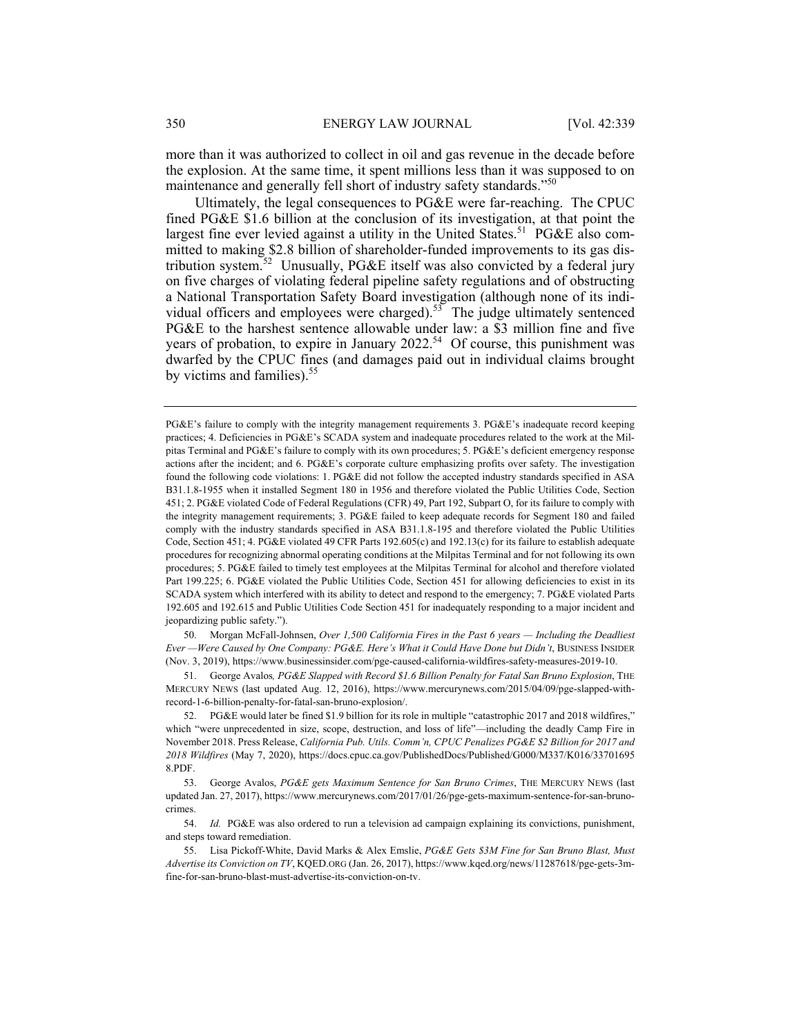more than it was authorized to collect in oil and gas revenue in the decade before the explosion. At the same time, it spent millions less than it was supposed to on maintenance and generally fell short of industry safety standards."[50]

Ultimately, the legal consequences to PG&E were far-reaching. The CPUC fined PG&E $1.6 billion at the conclusion of its investigation, at that point the largest fine ever levied against a utility in the United States.[51] PG&E also committed to making $2.8 billion of shareholder-funded improvements to its gas distribution system.[52] Unusually, PG&E itself was also convicted by a federal jury on five charges of violating federal pipeline safety regulations and of obstructing a National Transportation Safety Board investigation (although none of its individual officers and employees were charged).[53] The judge ultimately sentenced PG&E to the harshest sentence allowable under law: a $3 million fine and five years of probation, to expire in January 2022.[54] Of course, this punishment was dwarfed by the CPUC fines (and damages paid out in individual claims brought by victims and families).[55]

---

PG&E's failure to comply with the integrity management requirements 3. PG&E's inadequate record keeping practices; 4. Deficiencies in PG&E's SCADA system and inadequate procedures related to the work at the Milpitas Terminal and PG&E's failure to comply with its own procedures; 5. PG&E's deficient emergency response actions after the incident; and 6. PG&E's corporate culture emphasizing profits over safety. The investigation found the following code violations: 1. PG&E did not follow the accepted industry standards specified in ASA B31.1.8-1955 when it installed Segment 180 in 1956 and therefore violated the Public Utilities Code, Section 451; 2. PG&E violated Code of Federal Regulations (CFR) 49, Part 192, Subpart O, for its failure to comply with the integrity management requirements; 3. PG&E failed to keep adequate records for Segment 180 and failed comply with the industry standards specified in ASA B31.1.8-195 and therefore violated the Public Utilities Code, Section 451; 4. PG&E violated 49 CFR Parts 192.605(c) and 192.13(c) for its failure to establish adequate procedures for recognizing abnormal operating conditions at the Milpitas Terminal and for not following its own procedures; 5. PG&E failed to timely test employees at the Milpitas Terminal for alcohol and therefore violated Part 199.225; 6. PG&E violated the Public Utilities Code, Section 451 for allowing deficiencies to exist in its SCADA system which interfered with its ability to detect and respond to the emergency; 7. PG&E violated Parts 192.605 and 192.615 and Public Utilities Code Section 451 for inadequately responding to a major incident and jeopardizing public safety.").

50. Morgan McFall-Johnsen, *Over 1,500 California Fires in the Past 6 years — Including the Deadliest Ever —Were Caused by One Company: PG&E. Here's What it Could Have Done but Didn't*, BUSINESS INSIDER (Nov. 3, 2019), https://www.businessinsider.com/pge-caused-california-wildfires-safety-measures-2019-10.

51. George Avalos*, PG&E Slapped with Record $1.6 Billion Penalty for Fatal San Bruno Explosion*, THE MERCURY NEWS (last updated Aug. 12, 2016), https://www.mercurynews.com/2015/04/09/pge-slapped-with-record-1-6-billion-penalty-for-fatal-san-bruno-explosion/.

52. PG&E would later be fined $1.9 billion for its role in multiple "catastrophic 2017 and 2018 wildfires," which "were unprecedented in size, scope, destruction, and loss of life"—including the deadly Camp Fire in November 2018. Press Release, *California Pub. Utils. Comm'n, CPUC Penalizes PG&E $2 Billion for 2017 and 2018 Wildfires* (May 7, 2020), https://docs.cpuc.ca.gov/PublishedDocs/Published/G000/M337/K016/337016958.PDF.

53. George Avalos, *PG&E gets Maximum Sentence for San Bruno Crimes*, THE MERCURY NEWS (last updated Jan. 27, 2017), https://www.mercurynews.com/2017/01/26/pge-gets-maximum-sentence-for-san-bruno-crimes.

54. *Id.* PG&E was also ordered to run a television ad campaign explaining its convictions, punishment, and steps toward remediation.

55. Lisa Pickoff-White, David Marks & Alex Emslie, *PG&E Gets $3M Fine for San Bruno Blast, Must Advertise its Conviction on TV*, KQED.ORG (Jan. 26, 2017), https://www.kqed.org/news/11287618/pge-gets-3m-fine-for-san-bruno-blast-must-advertise-its-conviction-on-tv.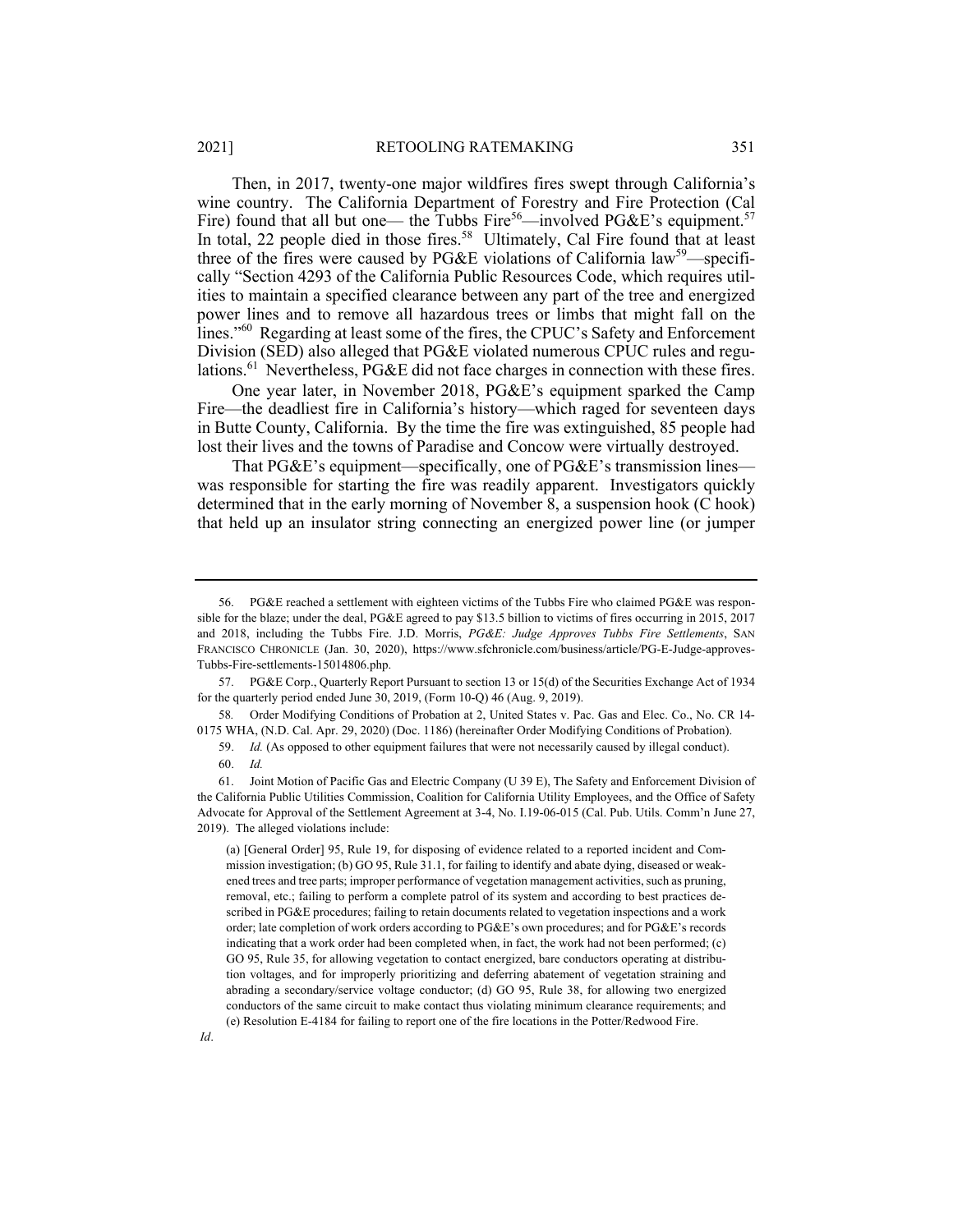Then, in 2017, twenty-one major wildfires fires swept through California's wine country. The California Department of Forestry and Fire Protection (Cal Fire) found that all but one— the Tubbs Fire[56]—involved PG&E's equipment.[57] In total, 22 people died in those fires.[58] Ultimately, Cal Fire found that at least three of the fires were caused by PG&E violations of California law[59]—specifically "Section 4293 of the California Public Resources Code, which requires utilities to maintain a specified clearance between any part of the tree and energized power lines and to remove all hazardous trees or limbs that might fall on the lines."[60] Regarding at least some of the fires, the CPUC's Safety and Enforcement Division (SED) also alleged that PG&E violated numerous CPUC rules and regulations.[61] Nevertheless, PG&E did not face charges in connection with these fires.

One year later, in November 2018, PG&E's equipment sparked the Camp Fire—the deadliest fire in California's history—which raged for seventeen days in Butte County, California. By the time the fire was extinguished, 85 people had lost their lives and the towns of Paradise and Concow were virtually destroyed.

That PG&E's equipment—specifically, one of PG&E's transmission lines—was responsible for starting the fire was readily apparent. Investigators quickly determined that in the early morning of November 8, a suspension hook (C hook) that held up an insulator string connecting an energized power line (or jumper

---

56. PG&E reached a settlement with eighteen victims of the Tubbs Fire who claimed PG&E was responsible for the blaze; under the deal, PG&E agreed to pay $13.5 billion to victims of fires occurring in 2015, 2017 and 2018, including the Tubbs Fire. J.D. Morris, *PG&E: Judge Approves Tubbs Fire Settlements*, SAN FRANCISCO CHRONICLE (Jan. 30, 2020), https://www.sfchronicle.com/business/article/PG-E-Judge-approves-Tubbs-Fire-settlements-15014806.php.

57. PG&E Corp., Quarterly Report Pursuant to section 13 or 15(d) of the Securities Exchange Act of 1934 for the quarterly period ended June 30, 2019, (Form 10-Q) 46 (Aug. 9, 2019).

58. Order Modifying Conditions of Probation at 2, United States v. Pac. Gas and Elec. Co., No. CR 14-0175 WHA, (N.D. Cal. Apr. 29, 2020) (Doc. 1186) (hereinafter Order Modifying Conditions of Probation).

59. *Id.* (As opposed to other equipment failures that were not necessarily caused by illegal conduct).

60. *Id.*

61. Joint Motion of Pacific Gas and Electric Company (U 39 E), The Safety and Enforcement Division of the California Public Utilities Commission, Coalition for California Utility Employees, and the Office of Safety Advocate for Approval of the Settlement Agreement at 3-4, No. I.19-06-015 (Cal. Pub. Utils. Comm'n June 27, 2019). The alleged violations include:

> (a) [General Order] 95, Rule 19, for disposing of evidence related to a reported incident and Commission investigation; (b) GO 95, Rule 31.1, for failing to identify and abate dying, diseased or weakened trees and tree parts; improper performance of vegetation management activities, such as pruning, removal, etc.; failing to perform a complete patrol of its system and according to best practices described in PG&E procedures; failing to retain documents related to vegetation inspections and a work order; late completion of work orders according to PG&E's own procedures; and for PG&E's records indicating that a work order had been completed when, in fact, the work had not been performed; (c) GO 95, Rule 35, for allowing vegetation to contact energized, bare conductors operating at distribution voltages, and for improperly prioritizing and deferring abatement of vegetation straining and abrading a secondary/service voltage conductor; (d) GO 95, Rule 38, for allowing two energized conductors of the same circuit to make contact thus violating minimum clearance requirements; and (e) Resolution E-4184 for failing to report one of the fire locations in the Potter/Redwood Fire.

*Id*.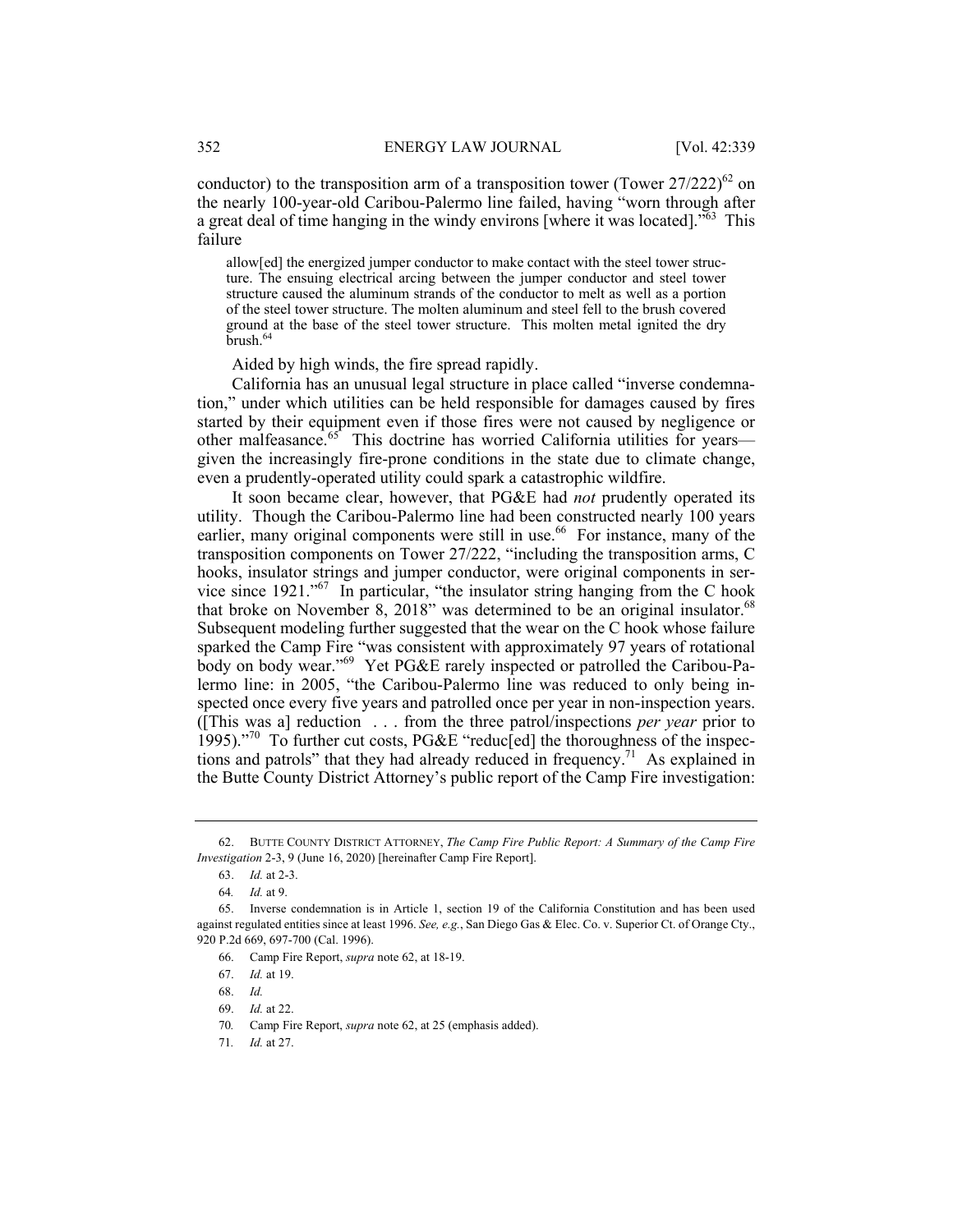conductor) to the transposition arm of a transposition tower (Tower 27/222)[62] on the nearly 100-year-old Caribou-Palermo line failed, having "worn through after a great deal of time hanging in the windy environs [where it was located]."[63] This failure

> allow[ed] the energized jumper conductor to make contact with the steel tower structure. The ensuing electrical arcing between the jumper conductor and steel tower structure caused the aluminum strands of the conductor to melt as well as a portion of the steel tower structure. The molten aluminum and steel fell to the brush covered ground at the base of the steel tower structure. This molten metal ignited the dry brush.[64]

Aided by high winds, the fire spread rapidly.

California has an unusual legal structure in place called "inverse condemnation," under which utilities can be held responsible for damages caused by fires started by their equipment even if those fires were not caused by negligence or other malfeasance.[65] This doctrine has worried California utilities for years—given the increasingly fire-prone conditions in the state due to climate change, even a prudently-operated utility could spark a catastrophic wildfire.

It soon became clear, however, that PG&E had *not* prudently operated its utility. Though the Caribou-Palermo line had been constructed nearly 100 years earlier, many original components were still in use.[66] For instance, many of the transposition components on Tower 27/222, "including the transposition arms, C hooks, insulator strings and jumper conductor, were original components in service since 1921."[67] In particular, "the insulator string hanging from the C hook that broke on November 8, 2018" was determined to be an original insulator.[68] Subsequent modeling further suggested that the wear on the C hook whose failure sparked the Camp Fire "was consistent with approximately 97 years of rotational body on body wear."[69] Yet PG&E rarely inspected or patrolled the Caribou-Palermo line: in 2005, "the Caribou-Palermo line was reduced to only being inspected once every five years and patrolled once per year in non-inspection years. ([This was a] reduction . . . from the three patrol/inspections *per year* prior to 1995)."[70] To further cut costs, PG&E "reduc[ed] the thoroughness of the inspections and patrols" that they had already reduced in frequency.[71] As explained in the Butte County District Attorney's public report of the Camp Fire investigation:

---

62. BUTTE COUNTY DISTRICT ATTORNEY, *The Camp Fire Public Report: A Summary of the Camp Fire Investigation* 2-3, 9 (June 16, 2020) [hereinafter Camp Fire Report].

63. *Id.* at 2-3.

64. *Id.* at 9.

65. Inverse condemnation is in Article 1, section 19 of the California Constitution and has been used against regulated entities since at least 1996. *See, e.g.*, San Diego Gas & Elec. Co. v. Superior Ct. of Orange Cty., 920 P.2d 669, 697-700 (Cal. 1996).

66. Camp Fire Report, *supra* note 62, at 18-19.

67. *Id.* at 19.

68. *Id.*

69. *Id.* at 22.

70. Camp Fire Report, *supra* note 62, at 25 (emphasis added).

71. *Id.* at 27.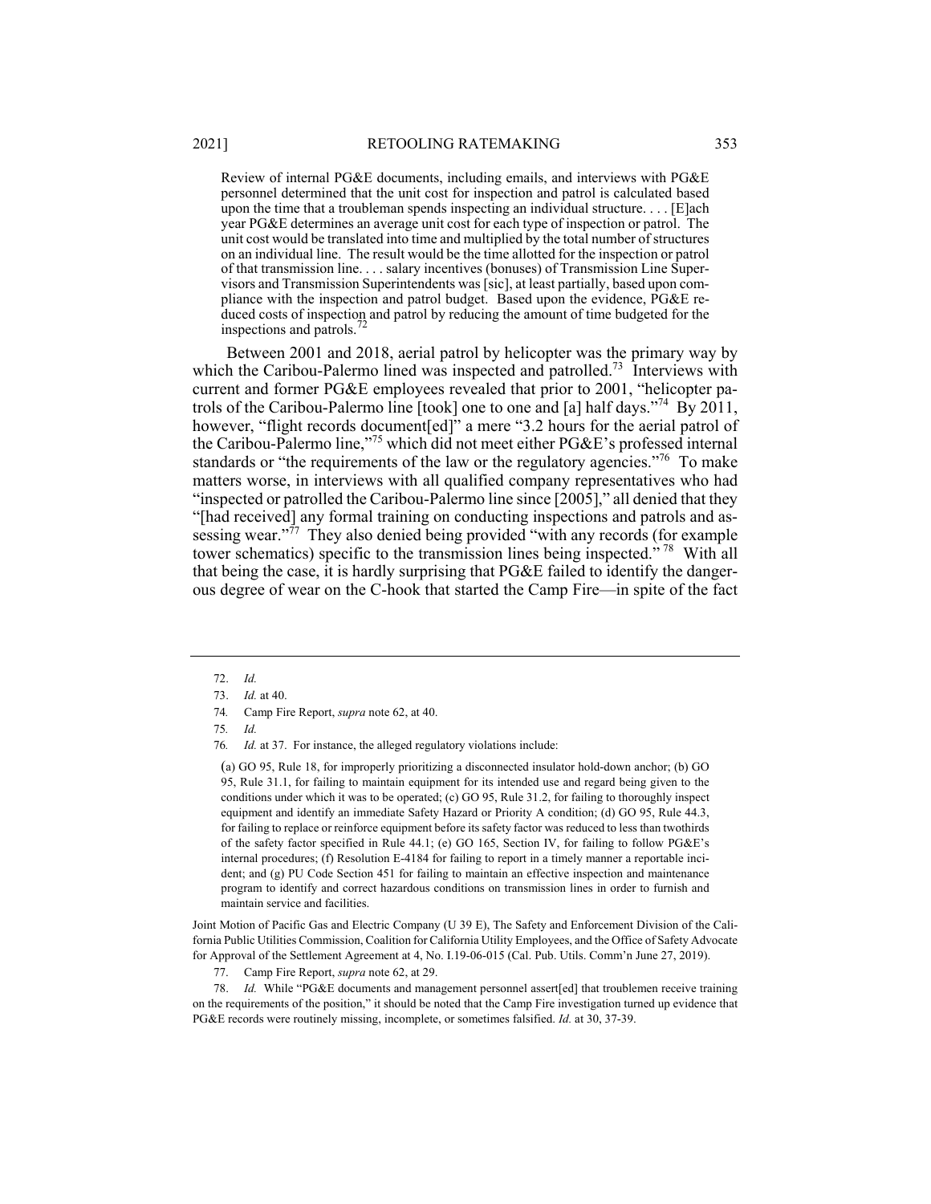> Review of internal PG&E documents, including emails, and interviews with PG&E personnel determined that the unit cost for inspection and patrol is calculated based upon the time that a troubleman spends inspecting an individual structure. . . . [E]ach year PG&E determines an average unit cost for each type of inspection or patrol. The unit cost would be translated into time and multiplied by the total number of structures on an individual line. The result would be the time allotted for the inspection or patrol of that transmission line. . . . salary incentives (bonuses) of Transmission Line Supervisors and Transmission Superintendents was [sic], at least partially, based upon compliance with the inspection and patrol budget. Based upon the evidence, PG&E reduced costs of inspection and patrol by reducing the amount of time budgeted for the inspections and patrols.[72]

Between 2001 and 2018, aerial patrol by helicopter was the primary way by which the Caribou-Palermo lined was inspected and patrolled.[73] Interviews with current and former PG&E employees revealed that prior to 2001, "helicopter patrols of the Caribou-Palermo line [took] one to one and [a] half days."[74] By 2011, however, "flight records document[ed]" a mere "3.2 hours for the aerial patrol of the Caribou-Palermo line,"[75] which did not meet either PG&E's professed internal standards or "the requirements of the law or the regulatory agencies."[76] To make matters worse, in interviews with all qualified company representatives who had "inspected or patrolled the Caribou-Palermo line since [2005]," all denied that they "[had received] any formal training on conducting inspections and patrols and assessing wear."[77] They also denied being provided "with any records (for example tower schematics) specific to the transmission lines being inspected."[78] With all that being the case, it is hardly surprising that PG&E failed to identify the dangerous degree of wear on the C-hook that started the Camp Fire—in spite of the fact

---

72. *Id.*

73. *Id.* at 40.

74. Camp Fire Report, *supra* note 62, at 40.

75. *Id.*

76. *Id.* at 37. For instance, the alleged regulatory violations include:

> (a) GO 95, Rule 18, for improperly prioritizing a disconnected insulator hold-down anchor; (b) GO 95, Rule 31.1, for failing to maintain equipment for its intended use and regard being given to the conditions under which it was to be operated; (c) GO 95, Rule 31.2, for failing to thoroughly inspect equipment and identify an immediate Safety Hazard or Priority A condition; (d) GO 95, Rule 44.3, for failing to replace or reinforce equipment before its safety factor was reduced to less than twothirds of the safety factor specified in Rule 44.1; (e) GO 165, Section IV, for failing to follow PG&E's internal procedures; (f) Resolution E-4184 for failing to report in a timely manner a reportable incident; and (g) PU Code Section 451 for failing to maintain an effective inspection and maintenance program to identify and correct hazardous conditions on transmission lines in order to furnish and maintain service and facilities.

Joint Motion of Pacific Gas and Electric Company (U 39 E), The Safety and Enforcement Division of the California Public Utilities Commission, Coalition for California Utility Employees, and the Office of Safety Advocate for Approval of the Settlement Agreement at 4, No. I.19-06-015 (Cal. Pub. Utils. Comm'n June 27, 2019).

77. Camp Fire Report, *supra* note 62, at 29.

78. *Id.* While "PG&E documents and management personnel assert[ed] that troublemen receive training on the requirements of the position," it should be noted that the Camp Fire investigation turned up evidence that PG&E records were routinely missing, incomplete, or sometimes falsified. *Id.* at 30, 37-39.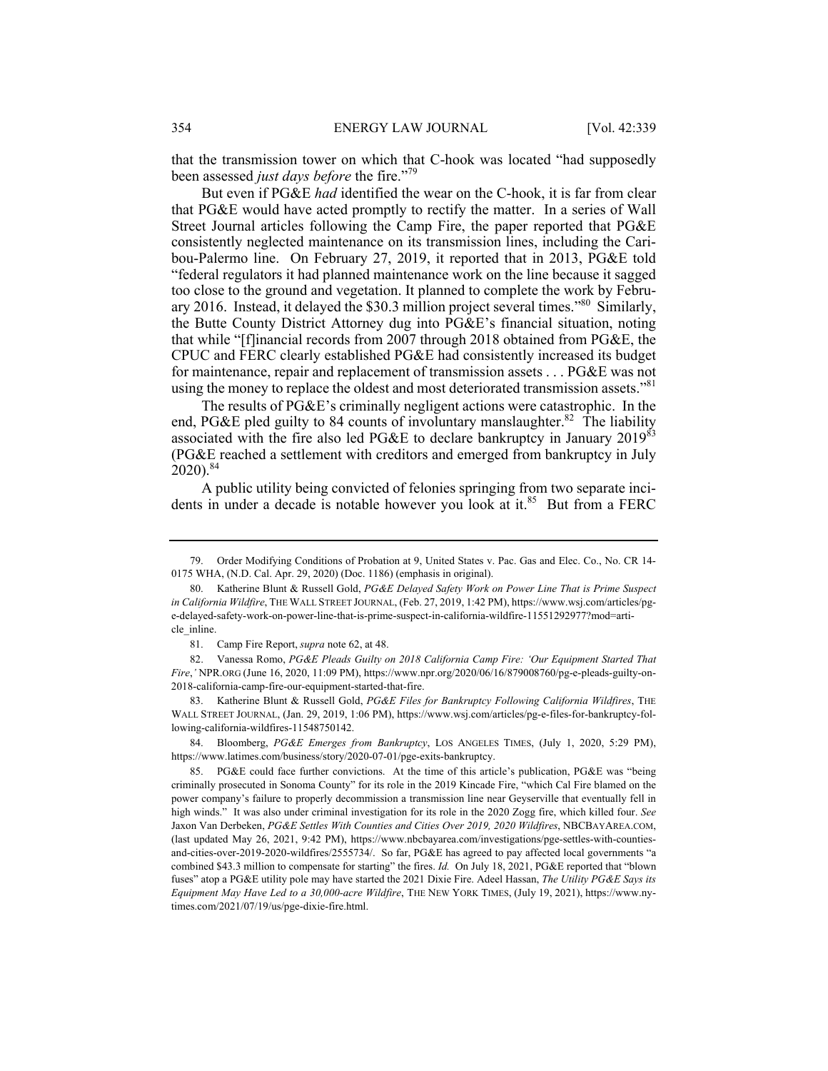that the transmission tower on which that C-hook was located "had supposedly been assessed *just days before* the fire."[79]

But even if PG&E *had* identified the wear on the C-hook, it is far from clear that PG&E would have acted promptly to rectify the matter. In a series of Wall Street Journal articles following the Camp Fire, the paper reported that PG&E consistently neglected maintenance on its transmission lines, including the Caribou-Palermo line. On February 27, 2019, it reported that in 2013, PG&E told "federal regulators it had planned maintenance work on the line because it sagged too close to the ground and vegetation. It planned to complete the work by February 2016. Instead, it delayed the $30.3 million project several times."[80] Similarly, the Butte County District Attorney dug into PG&E's financial situation, noting that while "[f]inancial records from 2007 through 2018 obtained from PG&E, the CPUC and FERC clearly established PG&E had consistently increased its budget for maintenance, repair and replacement of transmission assets . . . PG&E was not using the money to replace the oldest and most deteriorated transmission assets."[81]

The results of PG&E's criminally negligent actions were catastrophic. In the end, PG&E pled guilty to 84 counts of involuntary manslaughter.[82] The liability associated with the fire also led PG&E to declare bankruptcy in January 2019[83] (PG&E reached a settlement with creditors and emerged from bankruptcy in July 2020).[84]

A public utility being convicted of felonies springing from two separate incidents in under a decade is notable however you look at it.[85] But from a FERC

---

79. Order Modifying Conditions of Probation at 9, United States v. Pac. Gas and Elec. Co., No. CR 14-0175 WHA, (N.D. Cal. Apr. 29, 2020) (Doc. 1186) (emphasis in original).

80. Katherine Blunt & Russell Gold, *PG&E Delayed Safety Work on Power Line That is Prime Suspect in California Wildfire*, THE WALL STREET JOURNAL, (Feb. 27, 2019, 1:42 PM), https://www.wsj.com/articles/pg-e-delayed-safety-work-on-power-line-that-is-prime-suspect-in-california-wildfire-11551292977?mod=article_inline.

81. Camp Fire Report, *supra* note 62, at 48.

82. Vanessa Romo, *PG&E Pleads Guilty on 2018 California Camp Fire: 'Our Equipment Started That Fire*,*'* NPR.ORG (June 16, 2020, 11:09 PM), https://www.npr.org/2020/06/16/879008760/pg-e-pleads-guilty-on-2018-california-camp-fire-our-equipment-started-that-fire.

83. Katherine Blunt & Russell Gold, *PG&E Files for Bankruptcy Following California Wildfires*, THE WALL STREET JOURNAL, (Jan. 29, 2019, 1:06 PM), https://www.wsj.com/articles/pg-e-files-for-bankruptcy-following-california-wildfires-11548750142.

84. Bloomberg, *PG&E Emerges from Bankruptcy*, LOS ANGELES TIMES, (July 1, 2020, 5:29 PM), https://www.latimes.com/business/story/2020-07-01/pge-exits-bankruptcy.

85. PG&E could face further convictions. At the time of this article's publication, PG&E was "being criminally prosecuted in Sonoma County" for its role in the 2019 Kincade Fire, "which Cal Fire blamed on the power company's failure to properly decommission a transmission line near Geyserville that eventually fell in high winds." It was also under criminal investigation for its role in the 2020 Zogg fire, which killed four. *See* Jaxon Van Derbeken, *PG&E Settles With Counties and Cities Over 2019, 2020 Wildfires*, NBCBAYAREA.COM, (last updated May 26, 2021, 9:42 PM), https://www.nbcbayarea.com/investigations/pge-settles-with-counties-and-cities-over-2019-2020-wildfires/2555734/. So far, PG&E has agreed to pay affected local governments "a combined $43.3 million to compensate for starting" the fires. *Id.* On July 18, 2021, PG&E reported that "blown fuses" atop a PG&E utility pole may have started the 2021 Dixie Fire. Adeel Hassan, *The Utility PG&E Says its Equipment May Have Led to a 30,000-acre Wildfire*, THE NEW YORK TIMES, (July 19, 2021), https://www.nytimes.com/2021/07/19/us/pge-dixie-fire.html.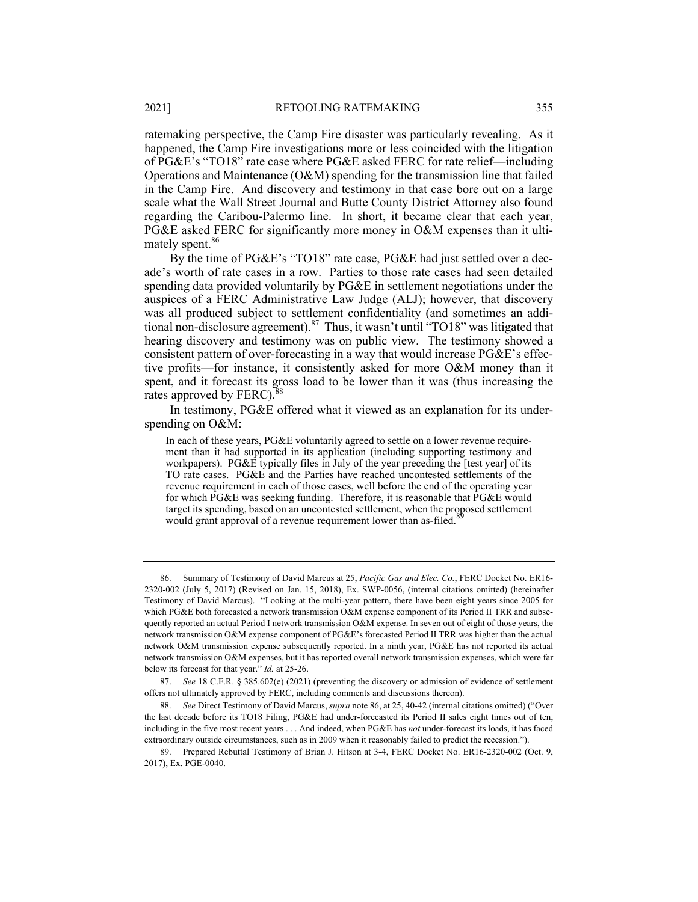ratemaking perspective, the Camp Fire disaster was particularly revealing. As it happened, the Camp Fire investigations more or less coincided with the litigation of PG&E's "TO18" rate case where PG&E asked FERC for rate relief—including Operations and Maintenance (O&M) spending for the transmission line that failed in the Camp Fire. And discovery and testimony in that case bore out on a large scale what the Wall Street Journal and Butte County District Attorney also found regarding the Caribou-Palermo line. In short, it became clear that each year, PG&E asked FERC for significantly more money in O&M expenses than it ultimately spent.[86]

By the time of PG&E's "TO18" rate case, PG&E had just settled over a decade's worth of rate cases in a row. Parties to those rate cases had seen detailed spending data provided voluntarily by PG&E in settlement negotiations under the auspices of a FERC Administrative Law Judge (ALJ); however, that discovery was all produced subject to settlement confidentiality (and sometimes an additional non-disclosure agreement).[87] Thus, it wasn't until "TO18" was litigated that hearing discovery and testimony was on public view. The testimony showed a consistent pattern of over-forecasting in a way that would increase PG&E's effective profits—for instance, it consistently asked for more O&M money than it spent, and it forecast its gross load to be lower than it was (thus increasing the rates approved by FERC).[88]

In testimony, PG&E offered what it viewed as an explanation for its underspending on O&M:

> In each of these years, PG&E voluntarily agreed to settle on a lower revenue requirement than it had supported in its application (including supporting testimony and workpapers). PG&E typically files in July of the year preceding the [test year] of its TO rate cases. PG&E and the Parties have reached uncontested settlements of the revenue requirement in each of those cases, well before the end of the operating year for which PG&E was seeking funding. Therefore, it is reasonable that PG&E would target its spending, based on an uncontested settlement, when the proposed settlement would grant approval of a revenue requirement lower than as-filed.[89]

---

86. Summary of Testimony of David Marcus at 25, *Pacific Gas and Elec. Co.*, FERC Docket No. ER16-2320-002 (July 5, 2017) (Revised on Jan. 15, 2018), Ex. SWP-0056, (internal citations omitted) (hereinafter Testimony of David Marcus). "Looking at the multi-year pattern, there have been eight years since 2005 for which PG&E both forecasted a network transmission O&M expense component of its Period II TRR and subsequently reported an actual Period I network transmission O&M expense. In seven out of eight of those years, the network transmission O&M expense component of PG&E's forecasted Period II TRR was higher than the actual network O&M transmission expense subsequently reported. In a ninth year, PG&E has not reported its actual network transmission O&M expenses, but it has reported overall network transmission expenses, which were far below its forecast for that year." *Id.* at 25-26.

87. *See* 18 C.F.R. § 385.602(e) (2021) (preventing the discovery or admission of evidence of settlement offers not ultimately approved by FERC, including comments and discussions thereon).

88. *See* Direct Testimony of David Marcus, *supra* note 86, at 25, 40-42 (internal citations omitted) ("Over the last decade before its TO18 Filing, PG&E had under-forecasted its Period II sales eight times out of ten, including in the five most recent years . . . And indeed, when PG&E has *not* under-forecast its loads, it has faced extraordinary outside circumstances, such as in 2009 when it reasonably failed to predict the recession.").

89. Prepared Rebuttal Testimony of Brian J. Hitson at 3-4, FERC Docket No. ER16-2320-002 (Oct. 9, 2017), Ex. PGE-0040.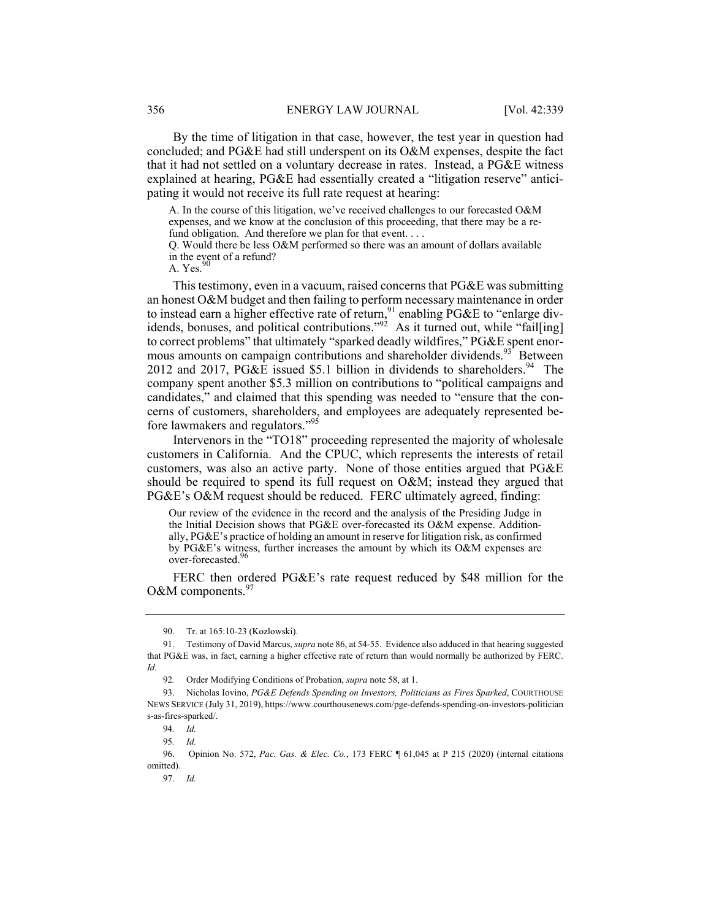By the time of litigation in that case, however, the test year in question had concluded; and PG&E had still underspent on its O&M expenses, despite the fact that it had not settled on a voluntary decrease in rates. Instead, a PG&E witness explained at hearing, PG&E had essentially created a "litigation reserve" anticipating it would not receive its full rate request at hearing:

> A. In the course of this litigation, we've received challenges to our forecasted O&M expenses, and we know at the conclusion of this proceeding, that there may be a refund obligation. And therefore we plan for that event. . . .
>
> Q. Would there be less O&M performed so there was an amount of dollars available in the event of a refund?
>
> A. Yes.[90]

This testimony, even in a vacuum, raised concerns that PG&E was submitting an honest O&M budget and then failing to perform necessary maintenance in order to instead earn a higher effective rate of return,[91] enabling PG&E to "enlarge dividends, bonuses, and political contributions."[92] As it turned out, while "fail[ing] to correct problems" that ultimately "sparked deadly wildfires," PG&E spent enormous amounts on campaign contributions and shareholder dividends.[93] Between 2012 and 2017, PG&E issued $5.1 billion in dividends to shareholders.[94] The company spent another $5.3 million on contributions to "political campaigns and candidates," and claimed that this spending was needed to "ensure that the concerns of customers, shareholders, and employees are adequately represented before lawmakers and regulators."[95]

Intervenors in the "TO18" proceeding represented the majority of wholesale customers in California. And the CPUC, which represents the interests of retail customers, was also an active party. None of those entities argued that PG&E should be required to spend its full request on O&M; instead they argued that PG&E's O&M request should be reduced. FERC ultimately agreed, finding:

> Our review of the evidence in the record and the analysis of the Presiding Judge in the Initial Decision shows that PG&E over-forecasted its O&M expense. Additionally, PG&E's practice of holding an amount in reserve for litigation risk, as confirmed by PG&E's witness, further increases the amount by which its O&M expenses are over-forecasted.[96]

FERC then ordered PG&E's rate request reduced by $48 million for the O&M components.[97]

---

90. Tr. at 165:10-23 (Kozlowski).

91. Testimony of David Marcus, *supra* note 86, at 54-55. Evidence also adduced in that hearing suggested that PG&E was, in fact, earning a higher effective rate of return than would normally be authorized by FERC. *Id.*

92. Order Modifying Conditions of Probation, *supra* note 58, at 1.

93. Nicholas Iovino, *PG&E Defends Spending on Investors, Politicians as Fires Sparked*, COURTHOUSE NEWS SERVICE (July 31, 2019), https://www.courthousenews.com/pge-defends-spending-on-investors-politicians-as-fires-sparked/.

94. *Id.*

95. *Id.*

96. Opinion No. 572, *Pac. Gas. & Elec. Co.*, 173 FERC ¶ 61,045 at P 215 (2020) (internal citations omitted).

97. *Id.*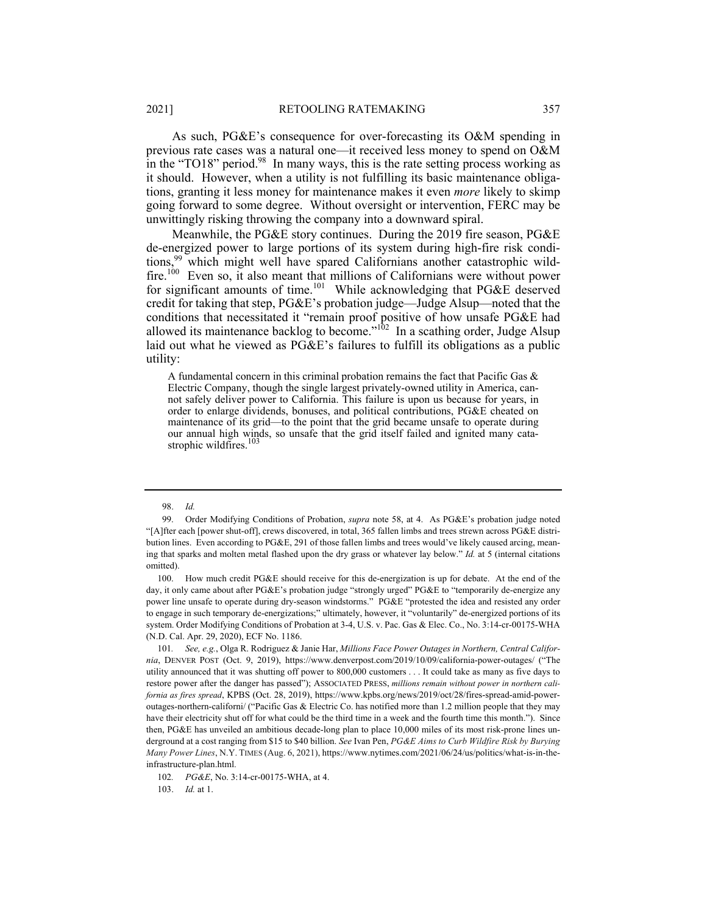As such, PG&E's consequence for over-forecasting its O&M spending in previous rate cases was a natural one—it received less money to spend on O&M in the "TO18" period.[98] In many ways, this is the rate setting process working as it should. However, when a utility is not fulfilling its basic maintenance obligations, granting it less money for maintenance makes it even *more* likely to skimp going forward to some degree. Without oversight or intervention, FERC may be unwittingly risking throwing the company into a downward spiral.

Meanwhile, the PG&E story continues. During the 2019 fire season, PG&E de-energized power to large portions of its system during high-fire risk conditions,[99] which might well have spared Californians another catastrophic wildfire.[100] Even so, it also meant that millions of Californians were without power for significant amounts of time.[101] While acknowledging that PG&E deserved credit for taking that step, PG&E's probation judge—Judge Alsup—noted that the conditions that necessitated it "remain proof positive of how unsafe PG&E had allowed its maintenance backlog to become."[102] In a scathing order, Judge Alsup laid out what he viewed as PG&E's failures to fulfill its obligations as a public utility:

> A fundamental concern in this criminal probation remains the fact that Pacific Gas & Electric Company, though the single largest privately-owned utility in America, cannot safely deliver power to California. This failure is upon us because for years, in order to enlarge dividends, bonuses, and political contributions, PG&E cheated on maintenance of its grid—to the point that the grid became unsafe to operate during our annual high winds, so unsafe that the grid itself failed and ignited many catastrophic wildfires.[103]

---

98. *Id.*

99. Order Modifying Conditions of Probation, *supra* note 58, at 4. As PG&E's probation judge noted "[A]fter each [power shut-off], crews discovered, in total, 365 fallen limbs and trees strewn across PG&E distribution lines. Even according to PG&E, 291 of those fallen limbs and trees would've likely caused arcing, meaning that sparks and molten metal flashed upon the dry grass or whatever lay below." *Id.* at 5 (internal citations omitted).

100. How much credit PG&E should receive for this de-energization is up for debate. At the end of the day, it only came about after PG&E's probation judge "strongly urged" PG&E to "temporarily de-energize any power line unsafe to operate during dry-season windstorms." PG&E "protested the idea and resisted any order to engage in such temporary de-energizations;" ultimately, however, it "voluntarily" de-energized portions of its system. Order Modifying Conditions of Probation at 3-4, U.S. v. Pac. Gas & Elec. Co., No. 3:14-cr-00175-WHA (N.D. Cal. Apr. 29, 2020), ECF No. 1186.

101. *See, e.g.*, Olga R. Rodriguez & Janie Har, *Millions Face Power Outages in Northern, Central California*, DENVER POST (Oct. 9, 2019), https://www.denverpost.com/2019/10/09/california-power-outages/ ("The utility announced that it was shutting off power to 800,000 customers . . . It could take as many as five days to restore power after the danger has passed"); ASSOCIATED PRESS, *millions remain without power in northern california as fires spread*, KPBS (Oct. 28, 2019), https://www.kpbs.org/news/2019/oct/28/fires-spread-amid-power-outages-northern-californi/ ("Pacific Gas & Electric Co. has notified more than 1.2 million people that they may have their electricity shut off for what could be the third time in a week and the fourth time this month."). Since then, PG&E has unveiled an ambitious decade-long plan to place 10,000 miles of its most risk-prone lines underground at a cost ranging from $15 to $40 billion. *See* Ivan Pen, *PG&E Aims to Curb Wildfire Risk by Burying Many Power Lines*, N.Y. TIMES (Aug. 6, 2021), https://www.nytimes.com/2021/06/24/us/politics/what-is-in-the-infrastructure-plan.html.

102. *PG&E*, No. 3:14-cr-00175-WHA, at 4.

103. *Id.* at 1.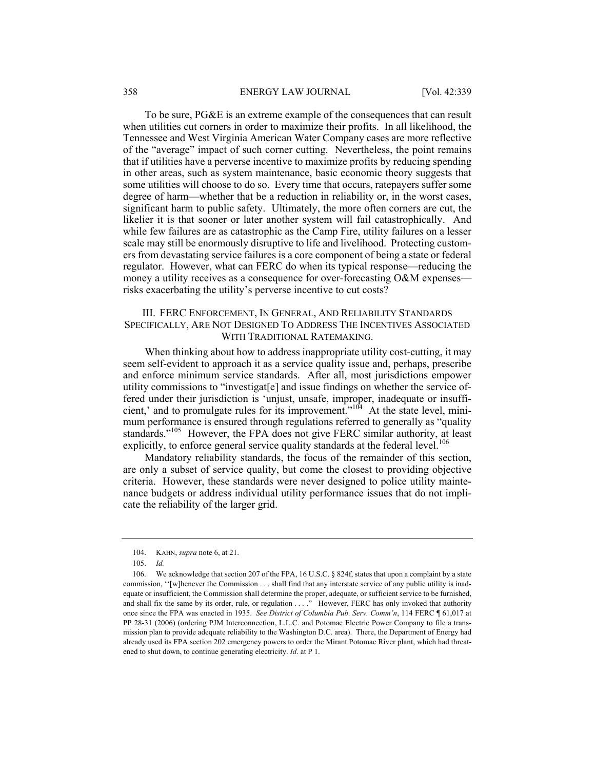To be sure, PG&E is an extreme example of the consequences that can result when utilities cut corners in order to maximize their profits. In all likelihood, the Tennessee and West Virginia American Water Company cases are more reflective of the "average" impact of such corner cutting. Nevertheless, the point remains that if utilities have a perverse incentive to maximize profits by reducing spending in other areas, such as system maintenance, basic economic theory suggests that some utilities will choose to do so. Every time that occurs, ratepayers suffer some degree of harm—whether that be a reduction in reliability or, in the worst cases, significant harm to public safety. Ultimately, the more often corners are cut, the likelier it is that sooner or later another system will fail catastrophically. And while few failures are as catastrophic as the Camp Fire, utility failures on a lesser scale may still be enormously disruptive to life and livelihood. Protecting customers from devastating service failures is a core component of being a state or federal regulator. However, what can FERC do when its typical response—reducing the money a utility receives as a consequence for over-forecasting O&M expenses—risks exacerbating the utility's perverse incentive to cut costs?

## III. FERC Enforcement, In General, And Reliability Standards Specifically, Are Not Designed To Address The Incentives Associated With Traditional Ratemaking.

When thinking about how to address inappropriate utility cost-cutting, it may seem self-evident to approach it as a service quality issue and, perhaps, prescribe and enforce minimum service standards. After all, most jurisdictions empower utility commissions to "investigat[e] and issue findings on whether the service offered under their jurisdiction is 'unjust, unsafe, improper, inadequate or insufficient,' and to promulgate rules for its improvement."[104] At the state level, minimum performance is ensured through regulations referred to generally as "quality standards."[105] However, the FPA does not give FERC similar authority, at least explicitly, to enforce general service quality standards at the federal level.[106]

Mandatory reliability standards, the focus of the remainder of this section, are only a subset of service quality, but come the closest to providing objective criteria. However, these standards were never designed to police utility maintenance budgets or address individual utility performance issues that do not implicate the reliability of the larger grid.

---

104. KAHN, *supra* note 6, at 21.

105. *Id.*

106. We acknowledge that section 207 of the FPA, 16 U.S.C. § 824f, states that upon a complaint by a state commission, "[w]henever the Commission . . . shall find that any interstate service of any public utility is inadequate or insufficient, the Commission shall determine the proper, adequate, or sufficient service to be furnished, and shall fix the same by its order, rule, or regulation . . . ." However, FERC has only invoked that authority once since the FPA was enacted in 1935. *See District of Columbia Pub. Serv. Comm'n*, 114 FERC ¶ 61,017 at PP 28-31 (2006) (ordering PJM Interconnection, L.L.C. and Potomac Electric Power Company to file a transmission plan to provide adequate reliability to the Washington D.C. area). There, the Department of Energy had already used its FPA section 202 emergency powers to order the Mirant Potomac River plant, which had threatened to shut down, to continue generating electricity. *Id*. at P 1.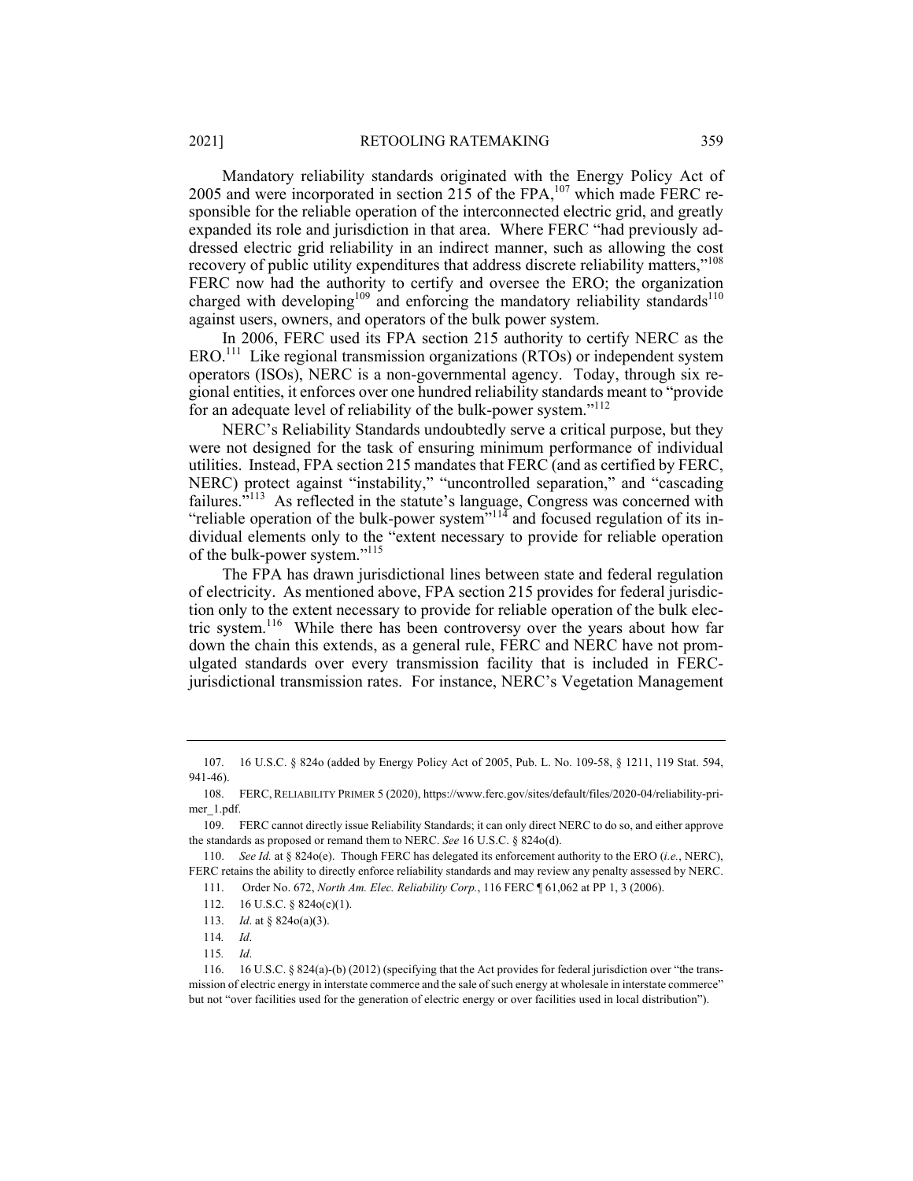Mandatory reliability standards originated with the Energy Policy Act of 2005 and were incorporated in section 215 of the FPA,[107] which made FERC responsible for the reliable operation of the interconnected electric grid, and greatly expanded its role and jurisdiction in that area. Where FERC "had previously addressed electric grid reliability in an indirect manner, such as allowing the cost recovery of public utility expenditures that address discrete reliability matters,"[108] FERC now had the authority to certify and oversee the ERO; the organization charged with developing[109] and enforcing the mandatory reliability standards[110] against users, owners, and operators of the bulk power system.

In 2006, FERC used its FPA section 215 authority to certify NERC as the ERO.[111] Like regional transmission organizations (RTOs) or independent system operators (ISOs), NERC is a non-governmental agency. Today, through six regional entities, it enforces over one hundred reliability standards meant to "provide for an adequate level of reliability of the bulk-power system."[112]

NERC's Reliability Standards undoubtedly serve a critical purpose, but they were not designed for the task of ensuring minimum performance of individual utilities. Instead, FPA section 215 mandates that FERC (and as certified by FERC, NERC) protect against "instability," "uncontrolled separation," and "cascading failures."[113] As reflected in the statute's language, Congress was concerned with "reliable operation of the bulk-power system"[114] and focused regulation of its individual elements only to the "extent necessary to provide for reliable operation of the bulk-power system."[115]

The FPA has drawn jurisdictional lines between state and federal regulation of electricity. As mentioned above, FPA section 215 provides for federal jurisdiction only to the extent necessary to provide for reliable operation of the bulk electric system.[116] While there has been controversy over the years about how far down the chain this extends, as a general rule, FERC and NERC have not promulgated standards over every transmission facility that is included in FERC-jurisdictional transmission rates. For instance, NERC's Vegetation Management

---

107. 16 U.S.C. § 824o (added by Energy Policy Act of 2005, Pub. L. No. 109-58, § 1211, 119 Stat. 594, 941-46).

108. FERC, RELIABILITY PRIMER 5 (2020), https://www.ferc.gov/sites/default/files/2020-04/reliability-primer_1.pdf.

109. FERC cannot directly issue Reliability Standards; it can only direct NERC to do so, and either approve the standards as proposed or remand them to NERC. *See* 16 U.S.C. § 824o(d).

110. *See Id.* at § 824o(e). Though FERC has delegated its enforcement authority to the ERO (*i.e.*, NERC), FERC retains the ability to directly enforce reliability standards and may review any penalty assessed by NERC.

111. Order No. 672, *North Am. Elec. Reliability Corp.*, 116 FERC ¶ 61,062 at PP 1, 3 (2006).

112. 16 U.S.C. § 824o(c)(1).

113. *Id*. at § 824o(a)(3).

114. *Id*.

115. *Id*.

116. 16 U.S.C. § 824(a)-(b) (2012) (specifying that the Act provides for federal jurisdiction over "the transmission of electric energy in interstate commerce and the sale of such energy at wholesale in interstate commerce" but not "over facilities used for the generation of electric energy or over facilities used in local distribution").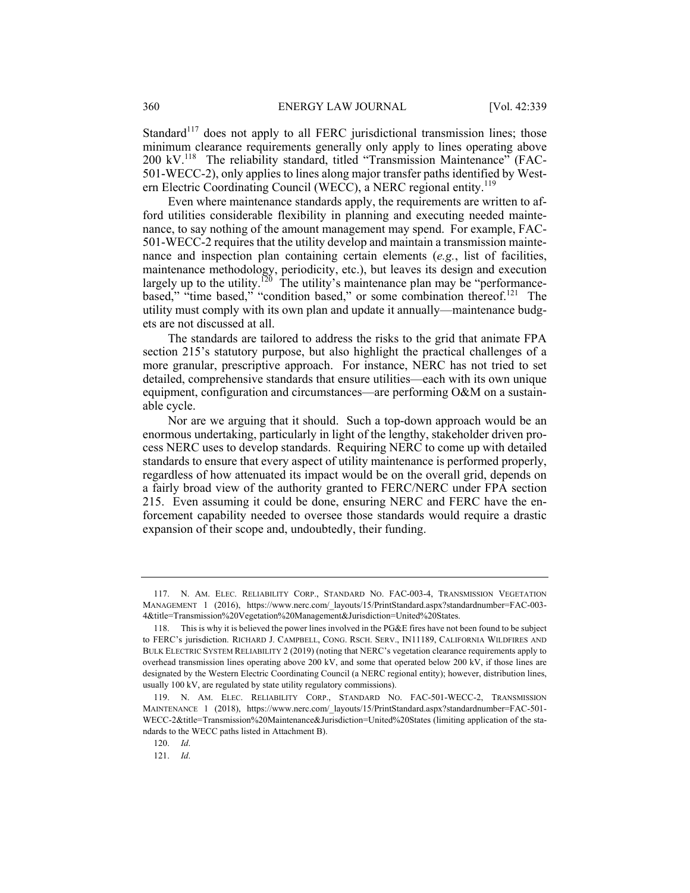Standard[117] does not apply to all FERC jurisdictional transmission lines; those minimum clearance requirements generally only apply to lines operating above 200 kV.[118] The reliability standard, titled "Transmission Maintenance" (FAC-501-WECC-2), only applies to lines along major transfer paths identified by Western Electric Coordinating Council (WECC), a NERC regional entity.[119]

Even where maintenance standards apply, the requirements are written to afford utilities considerable flexibility in planning and executing needed maintenance, to say nothing of the amount management may spend. For example, FAC-501-WECC-2 requires that the utility develop and maintain a transmission maintenance and inspection plan containing certain elements (*e.g.*, list of facilities, maintenance methodology, periodicity, etc.), but leaves its design and execution largely up to the utility.[120] The utility's maintenance plan may be "performance-based," "time based," "condition based," or some combination thereof.[121] The utility must comply with its own plan and update it annually—maintenance budgets are not discussed at all.

The standards are tailored to address the risks to the grid that animate FPA section 215's statutory purpose, but also highlight the practical challenges of a more granular, prescriptive approach. For instance, NERC has not tried to set detailed, comprehensive standards that ensure utilities—each with its own unique equipment, configuration and circumstances—are performing O&M on a sustainable cycle.

Nor are we arguing that it should. Such a top-down approach would be an enormous undertaking, particularly in light of the lengthy, stakeholder driven process NERC uses to develop standards. Requiring NERC to come up with detailed standards to ensure that every aspect of utility maintenance is performed properly, regardless of how attenuated its impact would be on the overall grid, depends on a fairly broad view of the authority granted to FERC/NERC under FPA section 215. Even assuming it could be done, ensuring NERC and FERC have the enforcement capability needed to oversee those standards would require a drastic expansion of their scope and, undoubtedly, their funding.

---

117. N. AM. ELEC. RELIABILITY CORP., STANDARD NO. FAC-003-4, TRANSMISSION VEGETATION MANAGEMENT 1 (2016), https://www.nerc.com/_layouts/15/PrintStandard.aspx?standardnumber=FAC-003-4&title=Transmission%20Vegetation%20Management&Jurisdiction=United%20States.

118. This is why it is believed the power lines involved in the PG&E fires have not been found to be subject to FERC's jurisdiction. RICHARD J. CAMPBELL, CONG. RSCH. SERV., IN11189, CALIFORNIA WILDFIRES AND BULK ELECTRIC SYSTEM RELIABILITY 2 (2019) (noting that NERC's vegetation clearance requirements apply to overhead transmission lines operating above 200 kV, and some that operated below 200 kV, if those lines are designated by the Western Electric Coordinating Council (a NERC regional entity); however, distribution lines, usually 100 kV, are regulated by state utility regulatory commissions).

119. N. AM. ELEC. RELIABILITY CORP., STANDARD NO. FAC-501-WECC-2, TRANSMISSION MAINTENANCE 1 (2018), https://www.nerc.com/_layouts/15/PrintStandard.aspx?standardnumber=FAC-501-WECC-2&title=Transmission%20Maintenance&Jurisdiction=United%20States (limiting application of the standards to the WECC paths listed in Attachment B).

120. *Id*.

121. *Id*.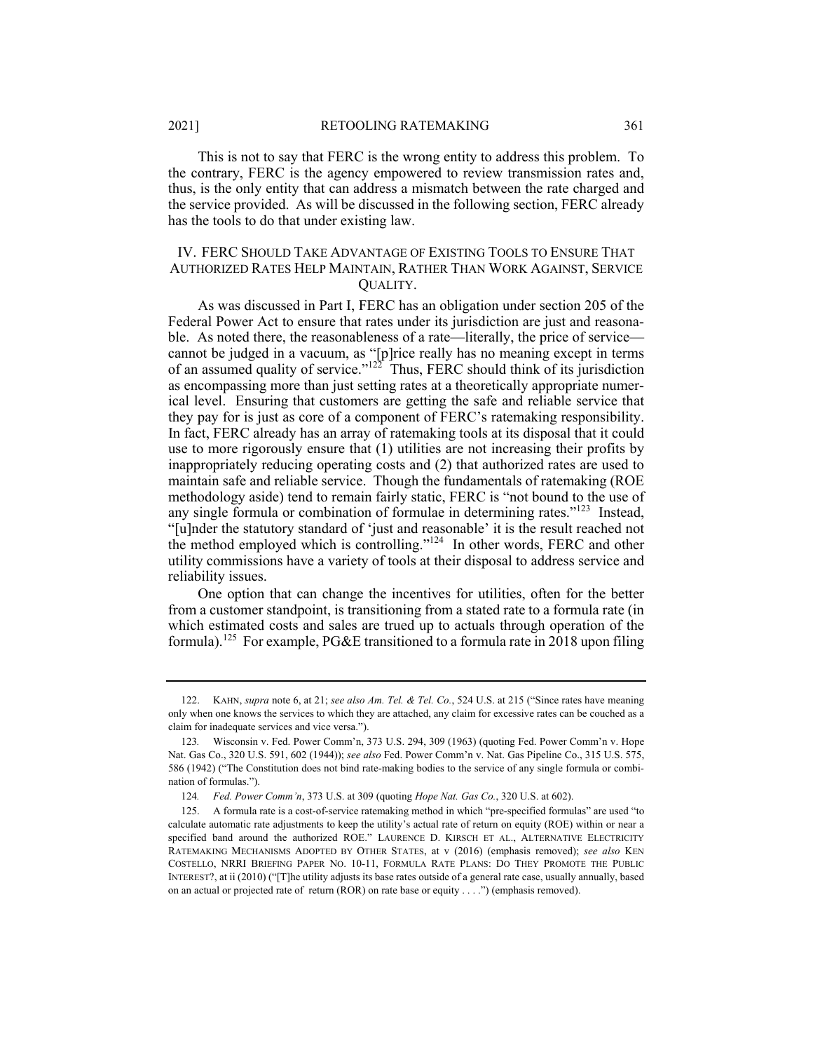This is not to say that FERC is the wrong entity to address this problem. To the contrary, FERC is the agency empowered to review transmission rates and, thus, is the only entity that can address a mismatch between the rate charged and the service provided. As will be discussed in the following section, FERC already has the tools to do that under existing law.

## IV. FERC Should Take Advantage of Existing Tools to Ensure That Authorized Rates Help Maintain, Rather Than Work Against, Service Quality.

As was discussed in Part I, FERC has an obligation under section 205 of the Federal Power Act to ensure that rates under its jurisdiction are just and reasonable. As noted there, the reasonableness of a rate—literally, the price of service—cannot be judged in a vacuum, as "[p]rice really has no meaning except in terms of an assumed quality of service."[122] Thus, FERC should think of its jurisdiction as encompassing more than just setting rates at a theoretically appropriate numerical level. Ensuring that customers are getting the safe and reliable service that they pay for is just as core of a component of FERC's ratemaking responsibility. In fact, FERC already has an array of ratemaking tools at its disposal that it could use to more rigorously ensure that (1) utilities are not increasing their profits by inappropriately reducing operating costs and (2) that authorized rates are used to maintain safe and reliable service. Though the fundamentals of ratemaking (ROE methodology aside) tend to remain fairly static, FERC is "not bound to the use of any single formula or combination of formulae in determining rates."[123] Instead, "[u]nder the statutory standard of 'just and reasonable' it is the result reached not the method employed which is controlling."[124] In other words, FERC and other utility commissions have a variety of tools at their disposal to address service and reliability issues.

One option that can change the incentives for utilities, often for the better from a customer standpoint, is transitioning from a stated rate to a formula rate (in which estimated costs and sales are trued up to actuals through operation of the formula).[125] For example, PG&E transitioned to a formula rate in 2018 upon filing

---

122. Kahn, *supra* note 6, at 21; *see also Am. Tel. & Tel. Co.*, 524 U.S. at 215 ("Since rates have meaning only when one knows the services to which they are attached, any claim for excessive rates can be couched as a claim for inadequate services and vice versa.").

123. Wisconsin v. Fed. Power Comm'n, 373 U.S. 294, 309 (1963) (quoting Fed. Power Comm'n v. Hope Nat. Gas Co., 320 U.S. 591, 602 (1944)); *see also* Fed. Power Comm'n v. Nat. Gas Pipeline Co., 315 U.S. 575, 586 (1942) ("The Constitution does not bind rate-making bodies to the service of any single formula or combination of formulas.").

124. *Fed. Power Comm'n*, 373 U.S. at 309 (quoting *Hope Nat. Gas Co.*, 320 U.S. at 602).

125. A formula rate is a cost-of-service ratemaking method in which "pre-specified formulas" are used "to calculate automatic rate adjustments to keep the utility's actual rate of return on equity (ROE) within or near a specified band around the authorized ROE." Laurence D. Kirsch et al., Alternative Electricity Ratemaking Mechanisms Adopted by Other States, at v (2016) (emphasis removed); *see also* Ken Costello, NRRI Briefing Paper No. 10-11, Formula Rate Plans: Do They Promote the Public Interest?, at ii (2010) ("[T]he utility adjusts its base rates outside of a general rate case, usually annually, based on an actual or projected rate of return (ROR) on rate base or equity . . . .") (emphasis removed).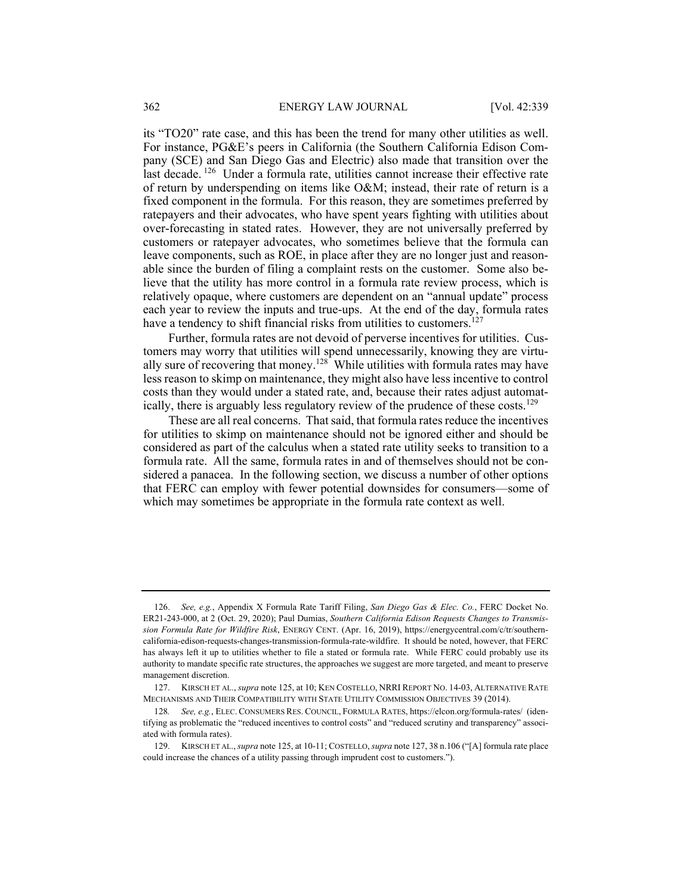its "TO20" rate case, and this has been the trend for many other utilities as well. For instance, PG&E's peers in California (the Southern California Edison Company (SCE) and San Diego Gas and Electric) also made that transition over the last decade.[126] Under a formula rate, utilities cannot increase their effective rate of return by underspending on items like O&M; instead, their rate of return is a fixed component in the formula. For this reason, they are sometimes preferred by ratepayers and their advocates, who have spent years fighting with utilities about over-forecasting in stated rates. However, they are not universally preferred by customers or ratepayer advocates, who sometimes believe that the formula can leave components, such as ROE, in place after they are no longer just and reasonable since the burden of filing a complaint rests on the customer. Some also believe that the utility has more control in a formula rate review process, which is relatively opaque, where customers are dependent on an "annual update" process each year to review the inputs and true-ups. At the end of the day, formula rates have a tendency to shift financial risks from utilities to customers.[127]

Further, formula rates are not devoid of perverse incentives for utilities. Customers may worry that utilities will spend unnecessarily, knowing they are virtually sure of recovering that money.[128] While utilities with formula rates may have less reason to skimp on maintenance, they might also have less incentive to control costs than they would under a stated rate, and, because their rates adjust automatically, there is arguably less regulatory review of the prudence of these costs.[129]

These are all real concerns. That said, that formula rates reduce the incentives for utilities to skimp on maintenance should not be ignored either and should be considered as part of the calculus when a stated rate utility seeks to transition to a formula rate. All the same, formula rates in and of themselves should not be considered a panacea. In the following section, we discuss a number of other options that FERC can employ with fewer potential downsides for consumers—some of which may sometimes be appropriate in the formula rate context as well.

---

126. *See, e.g.*, Appendix X Formula Rate Tariff Filing, *San Diego Gas & Elec. Co.*, FERC Docket No. ER21-243-000, at 2 (Oct. 29, 2020); Paul Dumias, *Southern California Edison Requests Changes to Transmission Formula Rate for Wildfire Risk*, ENERGY CENT. (Apr. 16, 2019), https://energycentral.com/c/tr/southern-california-edison-requests-changes-transmission-formula-rate-wildfire. It should be noted, however, that FERC has always left it up to utilities whether to file a stated or formula rate. While FERC could probably use its authority to mandate specific rate structures, the approaches we suggest are more targeted, and meant to preserve management discretion.

127. KIRSCH ET AL., *supra* note 125, at 10; KEN COSTELLO, NRRI REPORT NO. 14-03, ALTERNATIVE RATE MECHANISMS AND THEIR COMPATIBILITY WITH STATE UTILITY COMMISSION OBJECTIVES 39 (2014).

128. *See, e.g.*, ELEC. CONSUMERS RES. COUNCIL, FORMULA RATES, https://elcon.org/formula-rates/ (identifying as problematic the "reduced incentives to control costs" and "reduced scrutiny and transparency" associated with formula rates).

129. KIRSCH ET AL., *supra* note 125, at 10-11; COSTELLO, *supra* note 127, 38 n.106 ("[A] formula rate place could increase the chances of a utility passing through imprudent cost to customers.").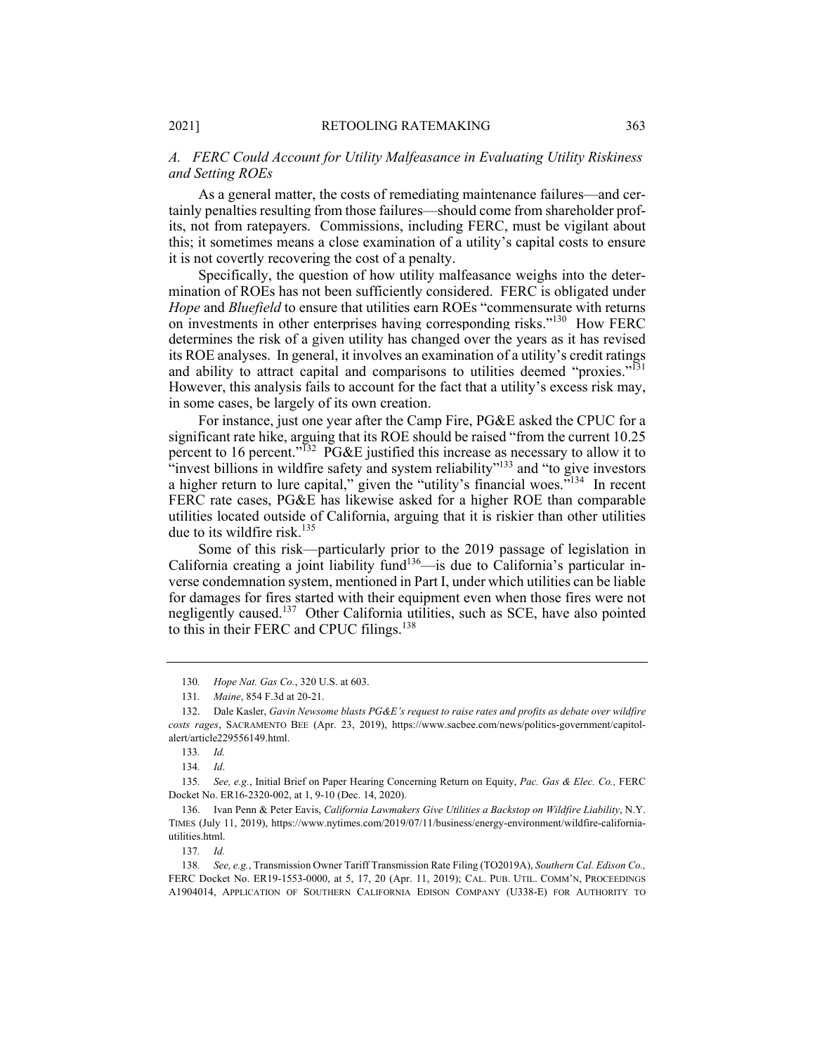### *A. FERC Could Account for Utility Malfeasance in Evaluating Utility Riskiness and Setting ROEs*

As a general matter, the costs of remediating maintenance failures—and certainly penalties resulting from those failures—should come from shareholder profits, not from ratepayers. Commissions, including FERC, must be vigilant about this; it sometimes means a close examination of a utility's capital costs to ensure it is not covertly recovering the cost of a penalty.

Specifically, the question of how utility malfeasance weighs into the determination of ROEs has not been sufficiently considered. FERC is obligated under *Hope* and *Bluefield* to ensure that utilities earn ROEs "commensurate with returns on investments in other enterprises having corresponding risks."[130] How FERC determines the risk of a given utility has changed over the years as it has revised its ROE analyses. In general, it involves an examination of a utility's credit ratings and ability to attract capital and comparisons to utilities deemed "proxies."[131] However, this analysis fails to account for the fact that a utility's excess risk may, in some cases, be largely of its own creation.

For instance, just one year after the Camp Fire, PG&E asked the CPUC for a significant rate hike, arguing that its ROE should be raised "from the current 10.25 percent to 16 percent."[132] PG&E justified this increase as necessary to allow it to "invest billions in wildfire safety and system reliability"[133] and "to give investors a higher return to lure capital," given the "utility's financial woes."[134] In recent FERC rate cases, PG&E has likewise asked for a higher ROE than comparable utilities located outside of California, arguing that it is riskier than other utilities due to its wildfire risk.[135]

Some of this risk—particularly prior to the 2019 passage of legislation in California creating a joint liability fund[136]—is due to California's particular inverse condemnation system, mentioned in Part I, under which utilities can be liable for damages for fires started with their equipment even when those fires were not negligently caused.[137] Other California utilities, such as SCE, have also pointed to this in their FERC and CPUC filings.[138]

---

130. *Hope Nat. Gas Co.*, 320 U.S. at 603.

131. *Maine*, 854 F.3d at 20-21.

132. Dale Kasler, *Gavin Newsome blasts PG&E's request to raise rates and profits as debate over wildfire costs rages*, SACRAMENTO BEE (Apr. 23, 2019), https://www.sacbee.com/news/politics-government/capitol-alert/article229556149.html.

133. *Id.*

134. *Id*.

135. *See, e.g.*, Initial Brief on Paper Hearing Concerning Return on Equity, *Pac. Gas & Elec. Co.,* FERC Docket No. ER16-2320-002, at 1, 9-10 (Dec. 14, 2020).

136. Ivan Penn & Peter Eavis, *California Lawmakers Give Utilities a Backstop on Wildfire Liability*, N.Y. TIMES (July 11, 2019), https://www.nytimes.com/2019/07/11/business/energy-environment/wildfire-california-utilities.html.

137. *Id.*

138. *See, e.g.*, Transmission Owner Tariff Transmission Rate Filing (TO2019A), *Southern Cal. Edison Co.,* FERC Docket No. ER19-1553-0000, at 5, 17, 20 (Apr. 11, 2019); CAL. PUB. UTIL. COMM'N, PROCEEDINGS A1904014, APPLICATION OF SOUTHERN CALIFORNIA EDISON COMPANY (U338-E) FOR AUTHORITY TO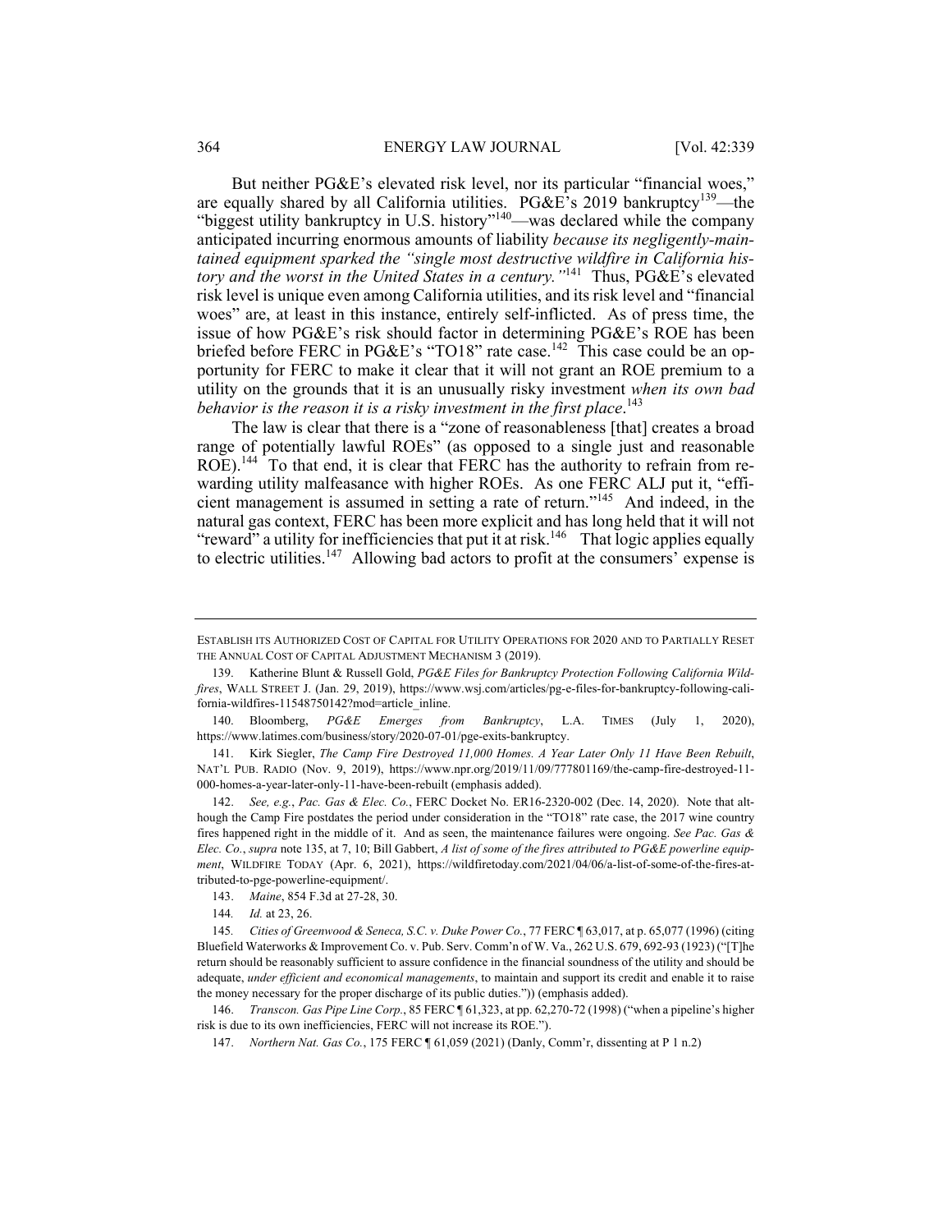But neither PG&E's elevated risk level, nor its particular "financial woes," are equally shared by all California utilities. PG&E's 2019 bankruptcy[139]—the "biggest utility bankruptcy in U.S. history"[140]—was declared while the company anticipated incurring enormous amounts of liability *because its negligently-maintained equipment sparked the "single most destructive wildfire in California history and the worst in the United States in a century."*[141] Thus, PG&E's elevated risk level is unique even among California utilities, and its risk level and "financial woes" are, at least in this instance, entirely self-inflicted. As of press time, the issue of how PG&E's risk should factor in determining PG&E's ROE has been briefed before FERC in PG&E's "TO18" rate case.[142] This case could be an opportunity for FERC to make it clear that it will not grant an ROE premium to a utility on the grounds that it is an unusually risky investment *when its own bad behavior is the reason it is a risky investment in the first place*.[143]

The law is clear that there is a "zone of reasonableness [that] creates a broad range of potentially lawful ROEs" (as opposed to a single just and reasonable ROE).[144] To that end, it is clear that FERC has the authority to refrain from rewarding utility malfeasance with higher ROEs. As one FERC ALJ put it, "efficient management is assumed in setting a rate of return."[145] And indeed, in the natural gas context, FERC has been more explicit and has long held that it will not "reward" a utility for inefficiencies that put it at risk.[146] That logic applies equally to electric utilities.[147] Allowing bad actors to profit at the consumers' expense is

---

ESTABLISH ITS AUTHORIZED COST OF CAPITAL FOR UTILITY OPERATIONS FOR 2020 AND TO PARTIALLY RESET THE ANNUAL COST OF CAPITAL ADJUSTMENT MECHANISM 3 (2019).

139. Katherine Blunt & Russell Gold, *PG&E Files for Bankruptcy Protection Following California Wildfires*, WALL STREET J. (Jan. 29, 2019), https://www.wsj.com/articles/pg-e-files-for-bankruptcy-following-california-wildfires-11548750142?mod=article_inline.

140. Bloomberg, *PG&E Emerges from Bankruptcy*, L.A. TIMES (July 1, 2020), https://www.latimes.com/business/story/2020-07-01/pge-exits-bankruptcy.

141. Kirk Siegler, *The Camp Fire Destroyed 11,000 Homes. A Year Later Only 11 Have Been Rebuilt*, NAT'L PUB. RADIO (Nov. 9, 2019), https://www.npr.org/2019/11/09/777801169/the-camp-fire-destroyed-11-000-homes-a-year-later-only-11-have-been-rebuilt (emphasis added).

142. *See, e.g.*, *Pac. Gas & Elec. Co.*, FERC Docket No. ER16-2320-002 (Dec. 14, 2020). Note that although the Camp Fire postdates the period under consideration in the "TO18" rate case, the 2017 wine country fires happened right in the middle of it. And as seen, the maintenance failures were ongoing. *See Pac. Gas & Elec. Co.*, *supra* note 135, at 7, 10; Bill Gabbert, *A list of some of the fires attributed to PG&E powerline equipment*, WILDFIRE TODAY (Apr. 6, 2021), https://wildfiretoday.com/2021/04/06/a-list-of-some-of-the-fires-attributed-to-pge-powerline-equipment/.

143. *Maine*, 854 F.3d at 27-28, 30.

144. *Id.* at 23, 26.

145. *Cities of Greenwood & Seneca, S.C. v. Duke Power Co.*, 77 FERC ¶ 63,017, at p. 65,077 (1996) (citing Bluefield Waterworks & Improvement Co. v. Pub. Serv. Comm'n of W. Va., 262 U.S. 679, 692-93 (1923) ("[T]he return should be reasonably sufficient to assure confidence in the financial soundness of the utility and should be adequate, *under efficient and economical managements*, to maintain and support its credit and enable it to raise the money necessary for the proper discharge of its public duties.")) (emphasis added).

146. *Transcon. Gas Pipe Line Corp.*, 85 FERC ¶ 61,323, at pp. 62,270-72 (1998) ("when a pipeline's higher risk is due to its own inefficiencies, FERC will not increase its ROE.").

147. *Northern Nat. Gas Co.*, 175 FERC ¶ 61,059 (2021) (Danly, Comm'r, dissenting at P 1 n.2)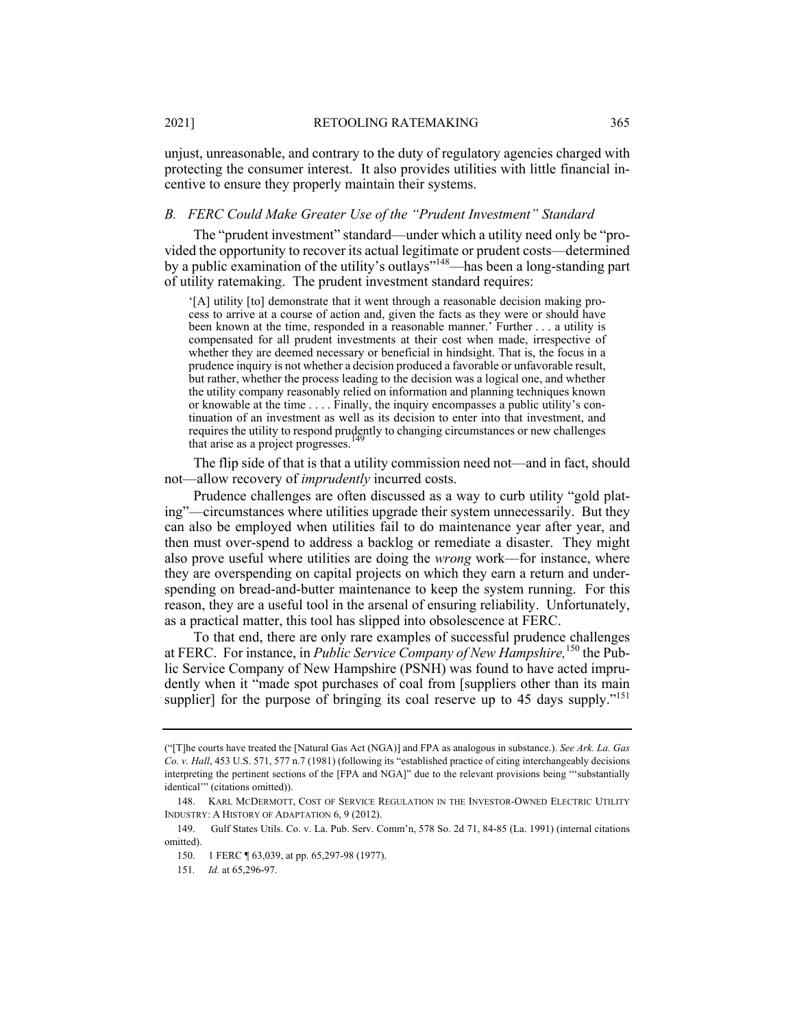unjust, unreasonable, and contrary to the duty of regulatory agencies charged with protecting the consumer interest. It also provides utilities with little financial incentive to ensure they properly maintain their systems.

### *B. FERC Could Make Greater Use of the "Prudent Investment" Standard*

The "prudent investment" standard—under which a utility need only be "provided the opportunity to recover its actual legitimate or prudent costs—determined by a public examination of the utility's outlays"[148]—has been a long-standing part of utility ratemaking. The prudent investment standard requires:

> '[A] utility [to] demonstrate that it went through a reasonable decision making process to arrive at a course of action and, given the facts as they were or should have been known at the time, responded in a reasonable manner.' Further . . . a utility is compensated for all prudent investments at their cost when made, irrespective of whether they are deemed necessary or beneficial in hindsight. That is, the focus in a prudence inquiry is not whether a decision produced a favorable or unfavorable result, but rather, whether the process leading to the decision was a logical one, and whether the utility company reasonably relied on information and planning techniques known or knowable at the time . . . . Finally, the inquiry encompasses a public utility's continuation of an investment as well as its decision to enter into that investment, and requires the utility to respond prudently to changing circumstances or new challenges that arise as a project progresses.[149]

The flip side of that is that a utility commission need not—and in fact, should not—allow recovery of *imprudently* incurred costs.

Prudence challenges are often discussed as a way to curb utility "gold plating"—circumstances where utilities upgrade their system unnecessarily. But they can also be employed when utilities fail to do maintenance year after year, and then must over-spend to address a backlog or remediate a disaster. They might also prove useful where utilities are doing the *wrong* work—for instance, where they are overspending on capital projects on which they earn a return and underspending on bread-and-butter maintenance to keep the system running. For this reason, they are a useful tool in the arsenal of ensuring reliability. Unfortunately, as a practical matter, this tool has slipped into obsolescence at FERC.

To that end, there are only rare examples of successful prudence challenges at FERC. For instance, in *Public Service Company of New Hampshire,*[150] the Public Service Company of New Hampshire (PSNH) was found to have acted imprudently when it "made spot purchases of coal from [suppliers other than its main supplier] for the purpose of bringing its coal reserve up to 45 days supply."[151]

---

("[T]he courts have treated the [Natural Gas Act (NGA)] and FPA as analogous in substance.). *See Ark. La. Gas Co. v. Hall*, 453 U.S. 571, 577 n.7 (1981) (following its "established practice of citing interchangeably decisions interpreting the pertinent sections of the [FPA and NGA]" due to the relevant provisions being "'substantially identical'" (citations omitted)).

148. KARL MCDERMOTT, COST OF SERVICE REGULATION IN THE INVESTOR-OWNED ELECTRIC UTILITY INDUSTRY: A HISTORY OF ADAPTATION 6, 9 (2012).

149. Gulf States Utils. Co. v. La. Pub. Serv. Comm'n, 578 So. 2d 71, 84-85 (La. 1991) (internal citations omitted).

150. 1 FERC ¶ 63,039, at pp. 65,297-98 (1977).

151. *Id.* at 65,296-97.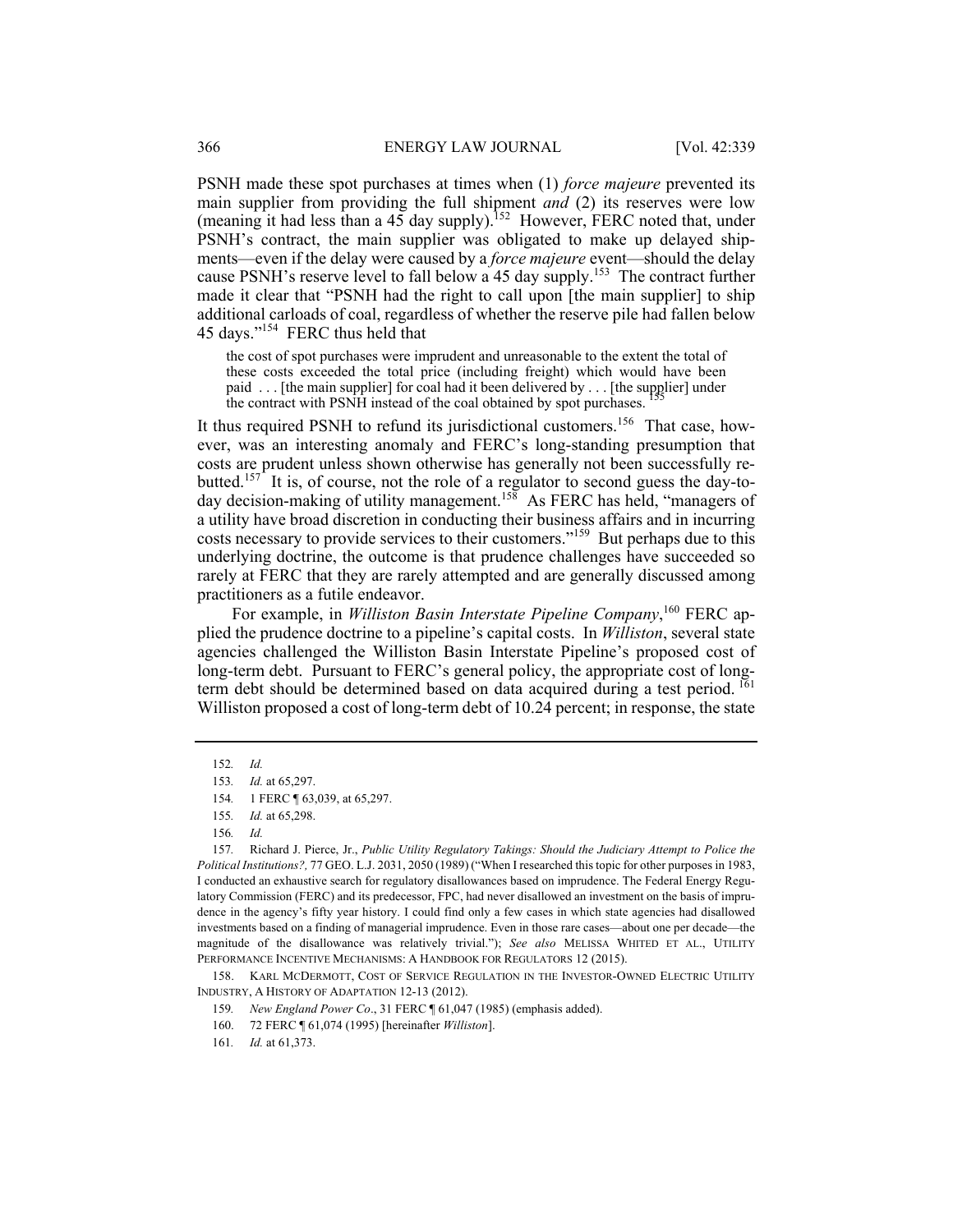PSNH made these spot purchases at times when (1) *force majeure* prevented its main supplier from providing the full shipment *and* (2) its reserves were low (meaning it had less than a 45 day supply).[152] However, FERC noted that, under PSNH's contract, the main supplier was obligated to make up delayed shipments—even if the delay were caused by a *force majeure* event—should the delay cause PSNH's reserve level to fall below a 45 day supply.[153] The contract further made it clear that "PSNH had the right to call upon [the main supplier] to ship additional carloads of coal, regardless of whether the reserve pile had fallen below 45 days."[154] FERC thus held that

> the cost of spot purchases were imprudent and unreasonable to the extent the total of these costs exceeded the total price (including freight) which would have been paid . . . [the main supplier] for coal had it been delivered by . . . [the supplier] under the contract with PSNH instead of the coal obtained by spot purchases.[155]

It thus required PSNH to refund its jurisdictional customers.[156] That case, however, was an interesting anomaly and FERC's long-standing presumption that costs are prudent unless shown otherwise has generally not been successfully rebutted.[157] It is, of course, not the role of a regulator to second guess the day-to-day decision-making of utility management.[158] As FERC has held, "managers of a utility have broad discretion in conducting their business affairs and in incurring costs necessary to provide services to their customers."[159] But perhaps due to this underlying doctrine, the outcome is that prudence challenges have succeeded so rarely at FERC that they are rarely attempted and are generally discussed among practitioners as a futile endeavor.

For example, in *Williston Basin Interstate Pipeline Company*,[160] FERC applied the prudence doctrine to a pipeline's capital costs. In *Williston*, several state agencies challenged the Williston Basin Interstate Pipeline's proposed cost of long-term debt. Pursuant to FERC's general policy, the appropriate cost of long-term debt should be determined based on data acquired during a test period.[161] Williston proposed a cost of long-term debt of 10.24 percent; in response, the state

---

152. *Id.*

153. *Id.* at 65,297.

154. 1 FERC ¶ 63,039, at 65,297.

155. *Id.* at 65,298.

156. *Id.*

157. Richard J. Pierce, Jr., *Public Utility Regulatory Takings: Should the Judiciary Attempt to Police the Political Institutions?,* 77 GEO. L.J. 2031, 2050 (1989) ("When I researched this topic for other purposes in 1983, I conducted an exhaustive search for regulatory disallowances based on imprudence. The Federal Energy Regulatory Commission (FERC) and its predecessor, FPC, had never disallowed an investment on the basis of imprudence in the agency's fifty year history. I could find only a few cases in which state agencies had disallowed investments based on a finding of managerial imprudence. Even in those rare cases—about one per decade—the magnitude of the disallowance was relatively trivial."); *See also* MELISSA WHITED ET AL., UTILITY PERFORMANCE INCENTIVE MECHANISMS: A HANDBOOK FOR REGULATORS 12 (2015).

158. KARL MCDERMOTT, COST OF SERVICE REGULATION IN THE INVESTOR-OWNED ELECTRIC UTILITY INDUSTRY, A HISTORY OF ADAPTATION 12-13 (2012).

159. *New England Power Co*., 31 FERC ¶ 61,047 (1985) (emphasis added).

160. 72 FERC ¶ 61,074 (1995) [hereinafter *Williston*].

161. *Id.* at 61,373.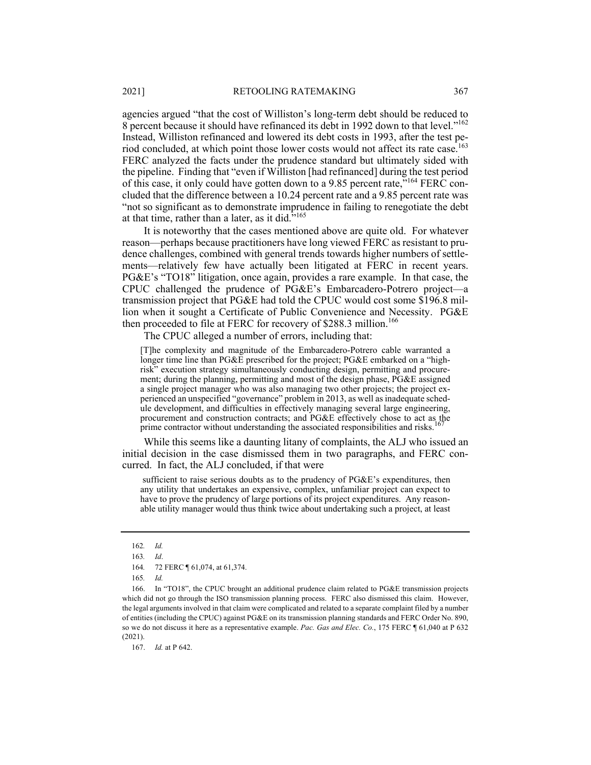agencies argued "that the cost of Williston's long-term debt should be reduced to 8 percent because it should have refinanced its debt in 1992 down to that level."[162] Instead, Williston refinanced and lowered its debt costs in 1993, after the test period concluded, at which point those lower costs would not affect its rate case.[163] FERC analyzed the facts under the prudence standard but ultimately sided with the pipeline. Finding that "even if Williston [had refinanced] during the test period of this case, it only could have gotten down to a 9.85 percent rate,"[164] FERC concluded that the difference between a 10.24 percent rate and a 9.85 percent rate was "not so significant as to demonstrate imprudence in failing to renegotiate the debt at that time, rather than a later, as it did."[165]

It is noteworthy that the cases mentioned above are quite old. For whatever reason—perhaps because practitioners have long viewed FERC as resistant to prudence challenges, combined with general trends towards higher numbers of settlements—relatively few have actually been litigated at FERC in recent years. PG&E's "TO18" litigation, once again, provides a rare example. In that case, the CPUC challenged the prudence of PG&E's Embarcadero-Potrero project—a transmission project that PG&E had told the CPUC would cost some $196.8 million when it sought a Certificate of Public Convenience and Necessity. PG&E then proceeded to file at FERC for recovery of $288.3 million.[166]

The CPUC alleged a number of errors, including that:

> [T]he complexity and magnitude of the Embarcadero-Potrero cable warranted a longer time line than PG&E prescribed for the project; PG&E embarked on a "high-risk" execution strategy simultaneously conducting design, permitting and procurement; during the planning, permitting and most of the design phase, PG&E assigned a single project manager who was also managing two other projects; the project experienced an unspecified "governance" problem in 2013, as well as inadequate schedule development, and difficulties in effectively managing several large engineering, procurement and construction contracts; and PG&E effectively chose to act as the prime contractor without understanding the associated responsibilities and risks.[167]

While this seems like a daunting litany of complaints, the ALJ who issued an initial decision in the case dismissed them in two paragraphs, and FERC concurred. In fact, the ALJ concluded, if that were

> sufficient to raise serious doubts as to the prudency of PG&E's expenditures, then any utility that undertakes an expensive, complex, unfamiliar project can expect to have to prove the prudency of large portions of its project expenditures. Any reasonable utility manager would thus think twice about undertaking such a project, at least

---

162. *Id.*

163. *Id*.

164. 72 FERC ¶ 61,074, at 61,374.

165. *Id.*

166. In "TO18", the CPUC brought an additional prudence claim related to PG&E transmission projects which did not go through the ISO transmission planning process. FERC also dismissed this claim. However, the legal arguments involved in that claim were complicated and related to a separate complaint filed by a number of entities (including the CPUC) against PG&E on its transmission planning standards and FERC Order No. 890, so we do not discuss it here as a representative example. *Pac. Gas and Elec. Co.*, 175 FERC ¶ 61,040 at P 632 (2021).

167. *Id.* at P 642.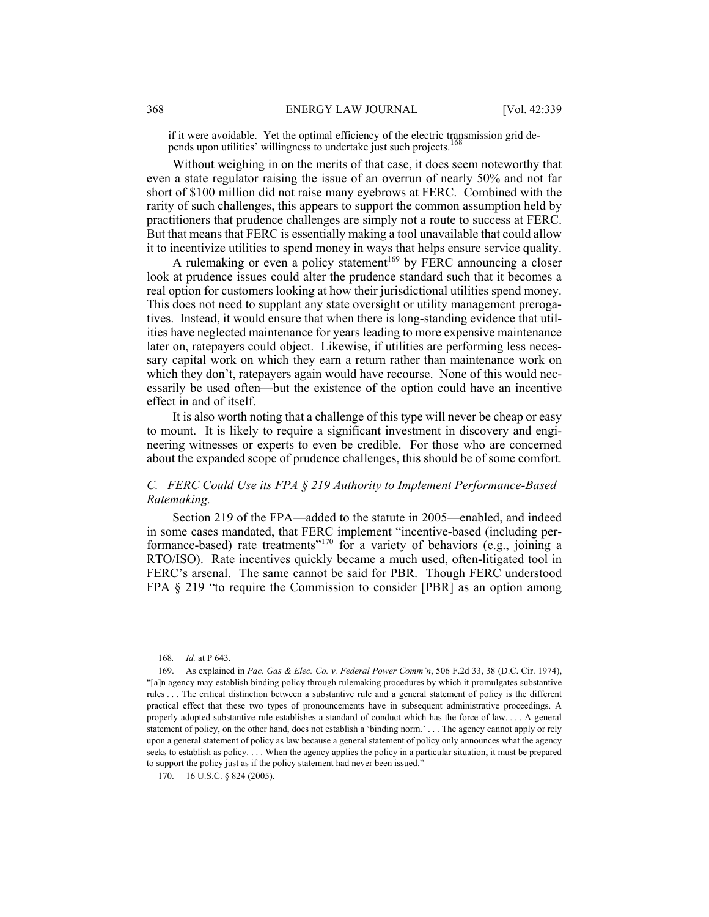if it were avoidable. Yet the optimal efficiency of the electric transmission grid depends upon utilities' willingness to undertake just such projects.[168]

Without weighing in on the merits of that case, it does seem noteworthy that even a state regulator raising the issue of an overrun of nearly 50% and not far short of $100 million did not raise many eyebrows at FERC. Combined with the rarity of such challenges, this appears to support the common assumption held by practitioners that prudence challenges are simply not a route to success at FERC. But that means that FERC is essentially making a tool unavailable that could allow it to incentivize utilities to spend money in ways that helps ensure service quality.

A rulemaking or even a policy statement[169] by FERC announcing a closer look at prudence issues could alter the prudence standard such that it becomes a real option for customers looking at how their jurisdictional utilities spend money. This does not need to supplant any state oversight or utility management prerogatives. Instead, it would ensure that when there is long-standing evidence that utilities have neglected maintenance for years leading to more expensive maintenance later on, ratepayers could object. Likewise, if utilities are performing less necessary capital work on which they earn a return rather than maintenance work on which they don't, ratepayers again would have recourse. None of this would necessarily be used often—but the existence of the option could have an incentive effect in and of itself.

It is also worth noting that a challenge of this type will never be cheap or easy to mount. It is likely to require a significant investment in discovery and engineering witnesses or experts to even be credible. For those who are concerned about the expanded scope of prudence challenges, this should be of some comfort.

### *C. FERC Could Use its FPA § 219 Authority to Implement Performance-Based Ratemaking.*

Section 219 of the FPA—added to the statute in 2005—enabled, and indeed in some cases mandated, that FERC implement "incentive-based (including performance-based) rate treatments"[170] for a variety of behaviors (e.g., joining a RTO/ISO). Rate incentives quickly became a much used, often-litigated tool in FERC's arsenal. The same cannot be said for PBR. Though FERC understood FPA § 219 "to require the Commission to consider [PBR] as an option among

---

168. *Id.* at P 643.

169. As explained in *Pac. Gas & Elec. Co. v. Federal Power Comm'n*, 506 F.2d 33, 38 (D.C. Cir. 1974), "[a]n agency may establish binding policy through rulemaking procedures by which it promulgates substantive rules . . . The critical distinction between a substantive rule and a general statement of policy is the different practical effect that these two types of pronouncements have in subsequent administrative proceedings. A properly adopted substantive rule establishes a standard of conduct which has the force of law. . . . A general statement of policy, on the other hand, does not establish a 'binding norm.' . . . The agency cannot apply or rely upon a general statement of policy as law because a general statement of policy only announces what the agency seeks to establish as policy. . . . When the agency applies the policy in a particular situation, it must be prepared to support the policy just as if the policy statement had never been issued."

170. 16 U.S.C. § 824 (2005).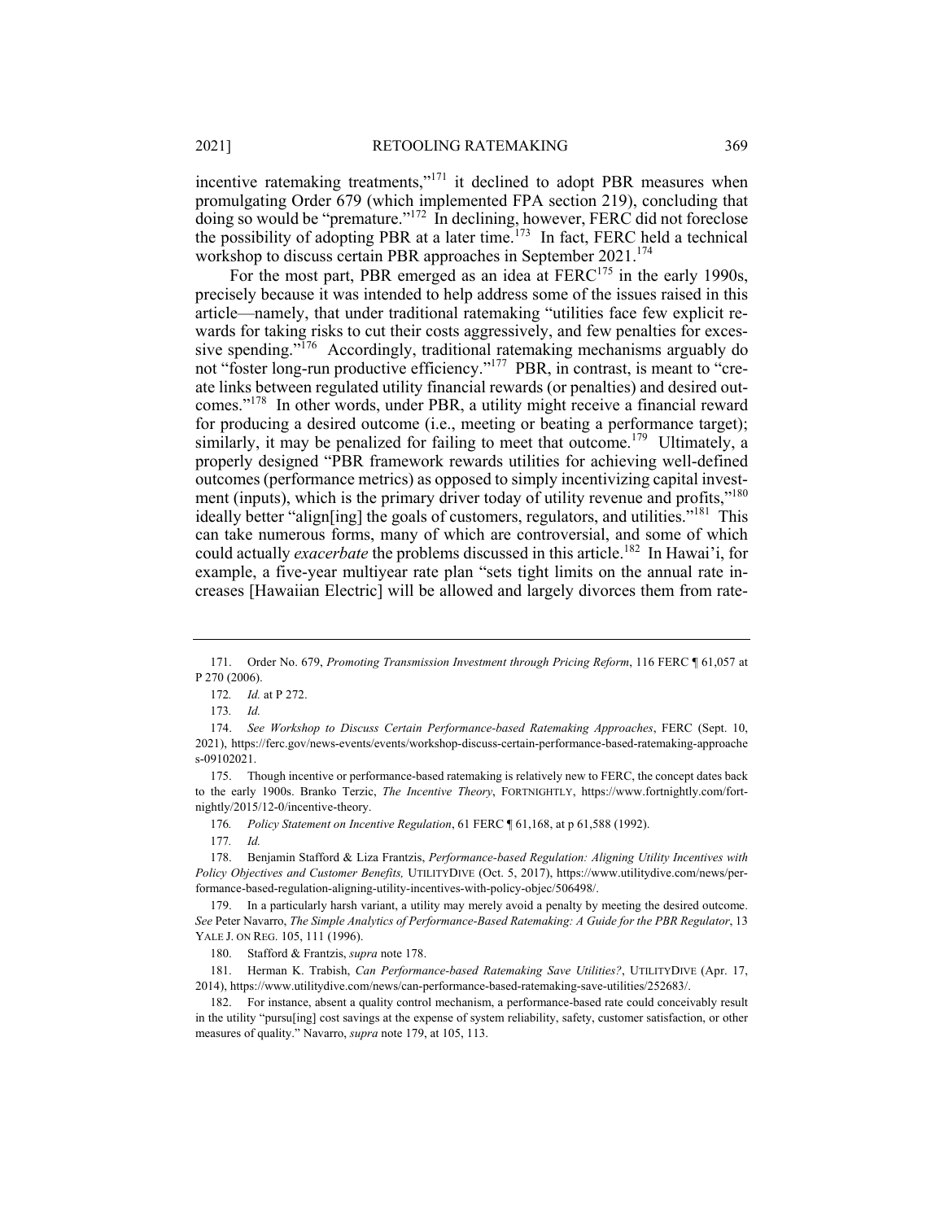incentive ratemaking treatments,"[171] it declined to adopt PBR measures when promulgating Order 679 (which implemented FPA section 219), concluding that doing so would be "premature."[172] In declining, however, FERC did not foreclose the possibility of adopting PBR at a later time.[173] In fact, FERC held a technical workshop to discuss certain PBR approaches in September 2021.[174]

For the most part, PBR emerged as an idea at FERC[175] in the early 1990s, precisely because it was intended to help address some of the issues raised in this article—namely, that under traditional ratemaking "utilities face few explicit rewards for taking risks to cut their costs aggressively, and few penalties for excessive spending."[176] Accordingly, traditional ratemaking mechanisms arguably do not "foster long-run productive efficiency."[177] PBR, in contrast, is meant to "create links between regulated utility financial rewards (or penalties) and desired outcomes."[178] In other words, under PBR, a utility might receive a financial reward for producing a desired outcome (i.e., meeting or beating a performance target); similarly, it may be penalized for failing to meet that outcome.[179] Ultimately, a properly designed "PBR framework rewards utilities for achieving well-defined outcomes (performance metrics) as opposed to simply incentivizing capital investment (inputs), which is the primary driver today of utility revenue and profits,"[180] ideally better "align[ing] the goals of customers, regulators, and utilities."[181] This can take numerous forms, many of which are controversial, and some of which could actually *exacerbate* the problems discussed in this article.[182] In Hawai'i, for example, a five-year multiyear rate plan "sets tight limits on the annual rate increases [Hawaiian Electric] will be allowed and largely divorces them from rate-

---

171. Order No. 679, *Promoting Transmission Investment through Pricing Reform*, 116 FERC ¶ 61,057 at P 270 (2006).

172. *Id.* at P 272.

173. *Id.*

174. *See Workshop to Discuss Certain Performance-based Ratemaking Approaches*, FERC (Sept. 10, 2021), https://ferc.gov/news-events/events/workshop-discuss-certain-performance-based-ratemaking-approaches-09102021.

175. Though incentive or performance-based ratemaking is relatively new to FERC, the concept dates back to the early 1900s. Branko Terzic, *The Incentive Theory*, FORTNIGHTLY, https://www.fortnightly.com/fortnightly/2015/12-0/incentive-theory.

176. *Policy Statement on Incentive Regulation*, 61 FERC ¶ 61,168, at p 61,588 (1992).

177. *Id.*

178. Benjamin Stafford & Liza Frantzis, *Performance-based Regulation: Aligning Utility Incentives with Policy Objectives and Customer Benefits,* UTILITYDIVE (Oct. 5, 2017), https://www.utilitydive.com/news/performance-based-regulation-aligning-utility-incentives-with-policy-objec/506498/.

179. In a particularly harsh variant, a utility may merely avoid a penalty by meeting the desired outcome. *See* Peter Navarro, *The Simple Analytics of Performance-Based Ratemaking: A Guide for the PBR Regulator*, 13 YALE J. ON REG. 105, 111 (1996).

180. Stafford & Frantzis, *supra* note 178.

181. Herman K. Trabish, *Can Performance-based Ratemaking Save Utilities?*, UTILITYDIVE (Apr. 17, 2014), https://www.utilitydive.com/news/can-performance-based-ratemaking-save-utilities/252683/.

182. For instance, absent a quality control mechanism, a performance-based rate could conceivably result in the utility "pursu[ing] cost savings at the expense of system reliability, safety, customer satisfaction, or other measures of quality." Navarro, *supra* note 179, at 105, 113.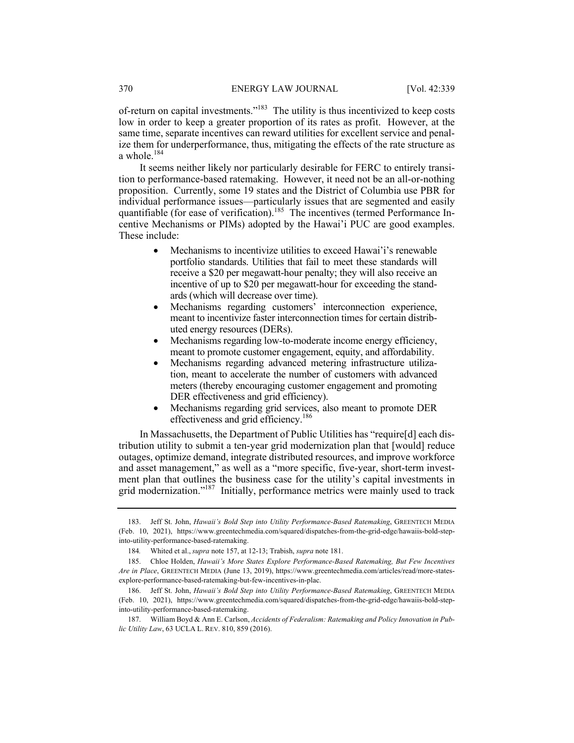of-return on capital investments."[183] The utility is thus incentivized to keep costs low in order to keep a greater proportion of its rates as profit. However, at the same time, separate incentives can reward utilities for excellent service and penalize them for underperformance, thus, mitigating the effects of the rate structure as a whole.[184]

It seems neither likely nor particularly desirable for FERC to entirely transition to performance-based ratemaking. However, it need not be an all-or-nothing proposition. Currently, some 19 states and the District of Columbia use PBR for individual performance issues—particularly issues that are segmented and easily quantifiable (for ease of verification).[185] The incentives (termed Performance Incentive Mechanisms or PIMs) adopted by the Hawai'i PUC are good examples. These include:

- Mechanisms to incentivize utilities to exceed Hawai'i's renewable portfolio standards. Utilities that fail to meet these standards will receive a $20 per megawatt-hour penalty; they will also receive an incentive of up to $20 per megawatt-hour for exceeding the standards (which will decrease over time).
- Mechanisms regarding customers' interconnection experience, meant to incentivize faster interconnection times for certain distributed energy resources (DERs).
- Mechanisms regarding low-to-moderate income energy efficiency, meant to promote customer engagement, equity, and affordability.
- Mechanisms regarding advanced metering infrastructure utilization, meant to accelerate the number of customers with advanced meters (thereby encouraging customer engagement and promoting DER effectiveness and grid efficiency).
- Mechanisms regarding grid services, also meant to promote DER effectiveness and grid efficiency.[186]

In Massachusetts, the Department of Public Utilities has "require[d] each distribution utility to submit a ten-year grid modernization plan that [would] reduce outages, optimize demand, integrate distributed resources, and improve workforce and asset management," as well as a "more specific, five-year, short-term investment plan that outlines the business case for the utility's capital investments in grid modernization."[187] Initially, performance metrics were mainly used to track

---

183. Jeff St. John, *Hawaii's Bold Step into Utility Performance-Based Ratemaking*, GREENTECH MEDIA (Feb. 10, 2021), https://www.greentechmedia.com/squared/dispatches-from-the-grid-edge/hawaiis-bold-step-into-utility-performance-based-ratemaking.

184. Whited et al., *supra* note 157, at 12-13; Trabish, *supra* note 181.

185. Chloe Holden, *Hawaii's More States Explore Performance-Based Ratemaking, But Few Incentives Are in Place*, GREENTECH MEDIA (June 13, 2019), https://www.greentechmedia.com/articles/read/more-states-explore-performance-based-ratemaking-but-few-incentives-in-plac.

186. Jeff St. John, *Hawaii's Bold Step into Utility Performance-Based Ratemaking*, GREENTECH MEDIA (Feb. 10, 2021), https://www.greentechmedia.com/squared/dispatches-from-the-grid-edge/hawaiis-bold-step-into-utility-performance-based-ratemaking.

187. William Boyd & Ann E. Carlson, *Accidents of Federalism: Ratemaking and Policy Innovation in Public Utility Law*, 63 UCLA L. REV. 810, 859 (2016).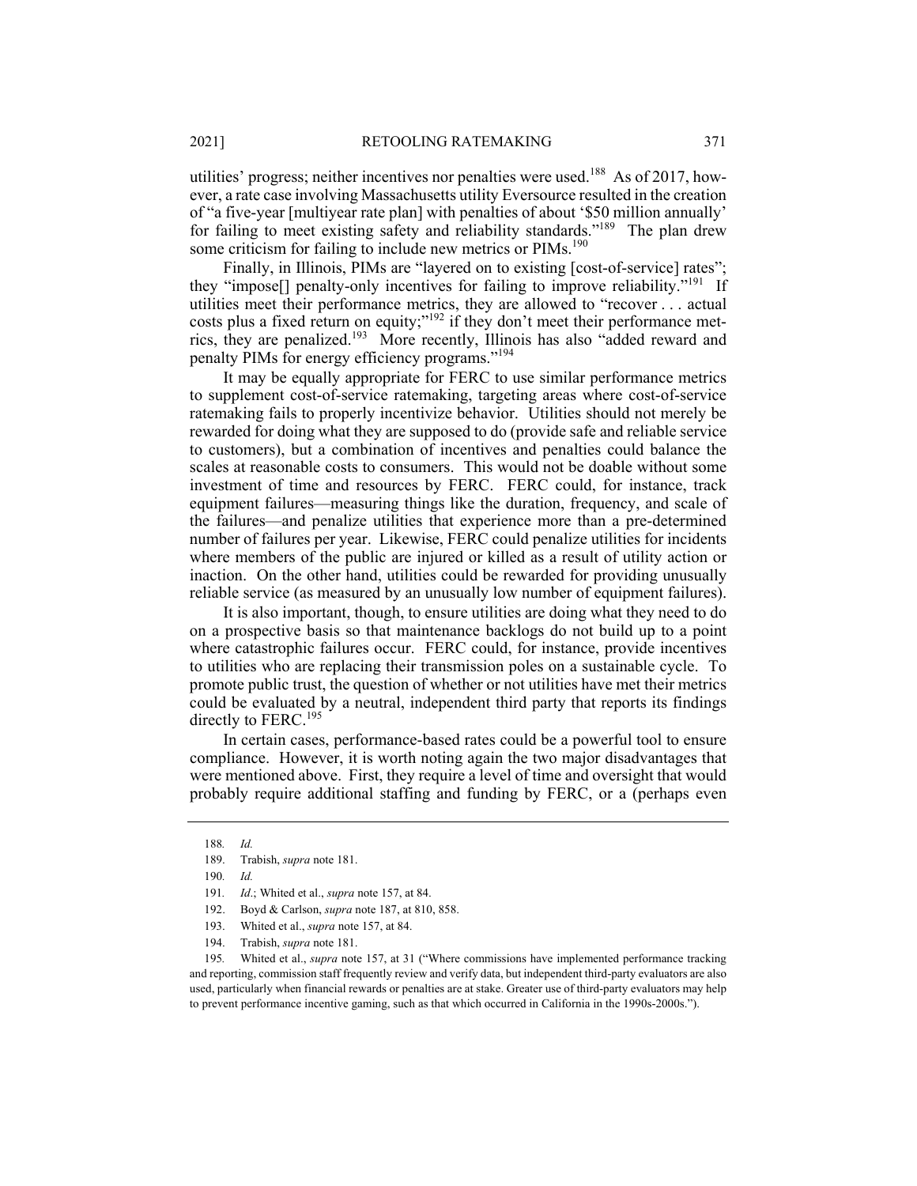utilities' progress; neither incentives nor penalties were used.[188] As of 2017, however, a rate case involving Massachusetts utility Eversource resulted in the creation of "a five-year [multiyear rate plan] with penalties of about '$50 million annually' for failing to meet existing safety and reliability standards."[189] The plan drew some criticism for failing to include new metrics or PIMs.[190]

Finally, in Illinois, PIMs are "layered on to existing [cost-of-service] rates"; they "impose[] penalty-only incentives for failing to improve reliability."[191] If utilities meet their performance metrics, they are allowed to "recover . . . actual costs plus a fixed return on equity;"[192] if they don't meet their performance metrics, they are penalized.[193] More recently, Illinois has also "added reward and penalty PIMs for energy efficiency programs."[194]

It may be equally appropriate for FERC to use similar performance metrics to supplement cost-of-service ratemaking, targeting areas where cost-of-service ratemaking fails to properly incentivize behavior. Utilities should not merely be rewarded for doing what they are supposed to do (provide safe and reliable service to customers), but a combination of incentives and penalties could balance the scales at reasonable costs to consumers. This would not be doable without some investment of time and resources by FERC. FERC could, for instance, track equipment failures—measuring things like the duration, frequency, and scale of the failures—and penalize utilities that experience more than a pre-determined number of failures per year. Likewise, FERC could penalize utilities for incidents where members of the public are injured or killed as a result of utility action or inaction. On the other hand, utilities could be rewarded for providing unusually reliable service (as measured by an unusually low number of equipment failures).

It is also important, though, to ensure utilities are doing what they need to do on a prospective basis so that maintenance backlogs do not build up to a point where catastrophic failures occur. FERC could, for instance, provide incentives to utilities who are replacing their transmission poles on a sustainable cycle. To promote public trust, the question of whether or not utilities have met their metrics could be evaluated by a neutral, independent third party that reports its findings directly to FERC.[195]

In certain cases, performance-based rates could be a powerful tool to ensure compliance. However, it is worth noting again the two major disadvantages that were mentioned above. First, they require a level of time and oversight that would probably require additional staffing and funding by FERC, or a (perhaps even

---

188. *Id.*

189. Trabish, *supra* note 181.

190. *Id.*

191. *Id*.; Whited et al., *supra* note 157, at 84.

192. Boyd & Carlson, *supra* note 187, at 810, 858.

193. Whited et al., *supra* note 157, at 84.

194. Trabish, *supra* note 181.

195. Whited et al., *supra* note 157, at 31 ("Where commissions have implemented performance tracking and reporting, commission staff frequently review and verify data, but independent third-party evaluators are also used, particularly when financial rewards or penalties are at stake. Greater use of third-party evaluators may help to prevent performance incentive gaming, such as that which occurred in California in the 1990s-2000s.").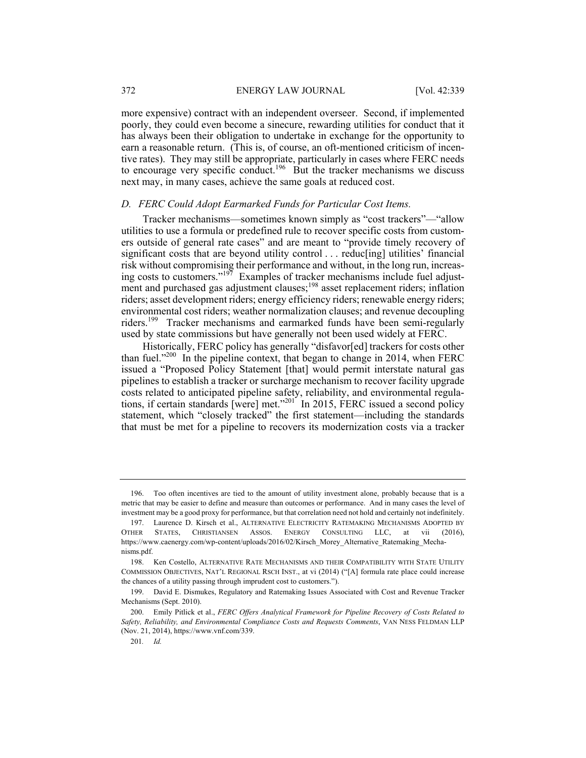more expensive) contract with an independent overseer. Second, if implemented poorly, they could even become a sinecure, rewarding utilities for conduct that it has always been their obligation to undertake in exchange for the opportunity to earn a reasonable return. (This is, of course, an oft-mentioned criticism of incentive rates). They may still be appropriate, particularly in cases where FERC needs to encourage very specific conduct.[196] But the tracker mechanisms we discuss next may, in many cases, achieve the same goals at reduced cost.

### *D. FERC Could Adopt Earmarked Funds for Particular Cost Items.*

Tracker mechanisms—sometimes known simply as "cost trackers"—"allow utilities to use a formula or predefined rule to recover specific costs from customers outside of general rate cases" and are meant to "provide timely recovery of significant costs that are beyond utility control . . . reduc[ing] utilities' financial risk without compromising their performance and without, in the long run, increasing costs to customers."[197] Examples of tracker mechanisms include fuel adjustment and purchased gas adjustment clauses;[198] asset replacement riders; inflation riders; asset development riders; energy efficiency riders; renewable energy riders; environmental cost riders; weather normalization clauses; and revenue decoupling riders.[199] Tracker mechanisms and earmarked funds have been semi-regularly used by state commissions but have generally not been used widely at FERC.

Historically, FERC policy has generally "disfavor[ed] trackers for costs other than fuel."[200] In the pipeline context, that began to change in 2014, when FERC issued a "Proposed Policy Statement [that] would permit interstate natural gas pipelines to establish a tracker or surcharge mechanism to recover facility upgrade costs related to anticipated pipeline safety, reliability, and environmental regulations, if certain standards [were] met."[201] In 2015, FERC issued a second policy statement, which "closely tracked" the first statement—including the standards that must be met for a pipeline to recovers its modernization costs via a tracker

---

196. Too often incentives are tied to the amount of utility investment alone, probably because that is a metric that may be easier to define and measure than outcomes or performance. And in many cases the level of investment may be a good proxy for performance, but that correlation need not hold and certainly not indefinitely.

197. Laurence D. Kirsch et al., ALTERNATIVE ELECTRICITY RATEMAKING MECHANISMS ADOPTED BY OTHER STATES, CHRISTIANSEN ASSOS. ENERGY CONSULTING LLC, at vii (2016), https://www.caenergy.com/wp-content/uploads/2016/02/Kirsch_Morey_Alternative_Ratemaking_Mechanisms.pdf.

198. Ken Costello, ALTERNATIVE RATE MECHANISMS AND THEIR COMPATIBILITY WITH STATE UTILITY COMMISSION OBJECTIVES, NAT'L REGIONAL RSCH INST., at vi (2014) ("[A] formula rate place could increase the chances of a utility passing through imprudent cost to customers.").

199. David E. Dismukes, Regulatory and Ratemaking Issues Associated with Cost and Revenue Tracker Mechanisms (Sept. 2010).

200. Emily Pitlick et al., *FERC Offers Analytical Framework for Pipeline Recovery of Costs Related to Safety, Reliability, and Environmental Compliance Costs and Requests Comments*, VAN NESS FELDMAN LLP (Nov. 21, 2014), https://www.vnf.com/339.

201. *Id.*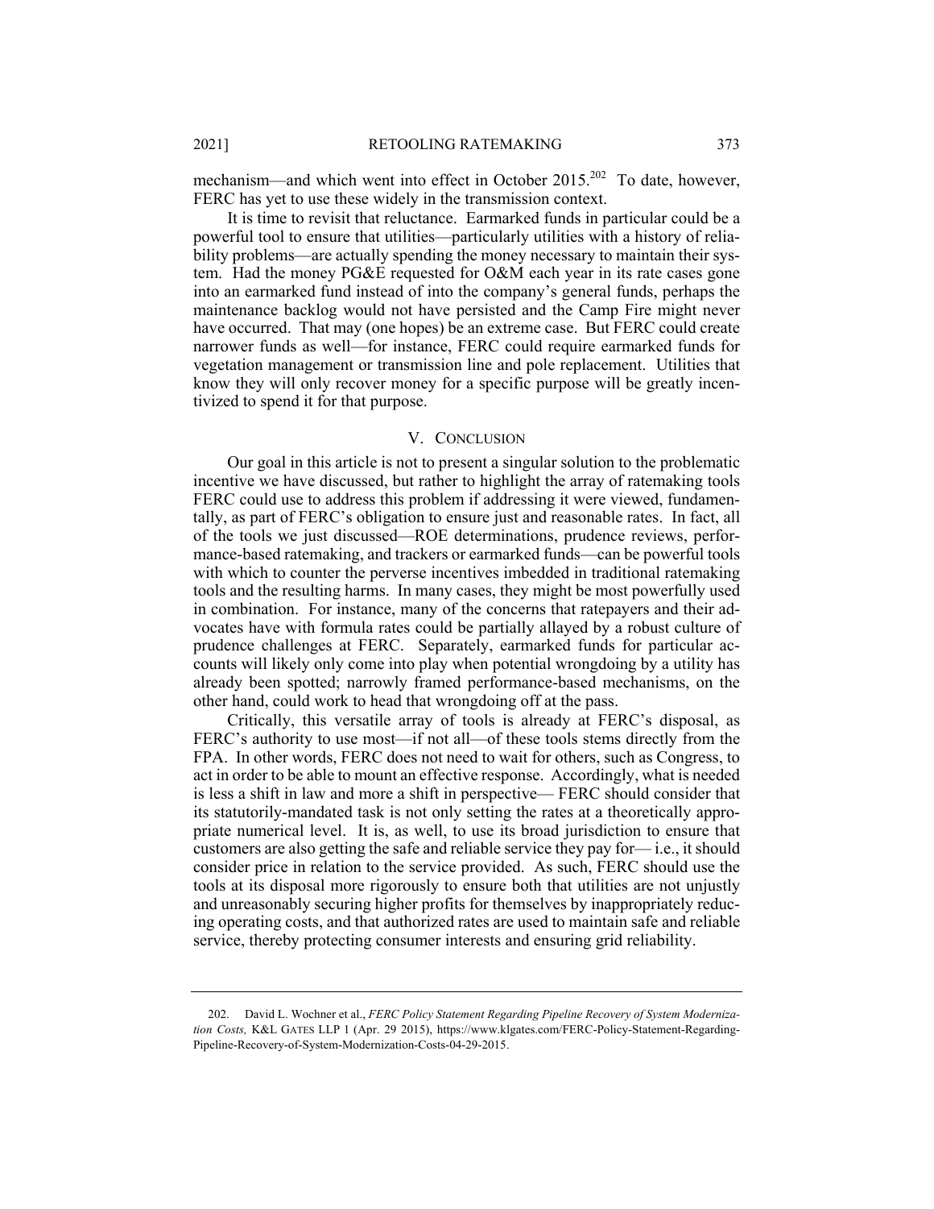mechanism—and which went into effect in October 2015.[202] To date, however, FERC has yet to use these widely in the transmission context.

It is time to revisit that reluctance. Earmarked funds in particular could be a powerful tool to ensure that utilities—particularly utilities with a history of reliability problems—are actually spending the money necessary to maintain their system. Had the money PG&E requested for O&M each year in its rate cases gone into an earmarked fund instead of into the company's general funds, perhaps the maintenance backlog would not have persisted and the Camp Fire might never have occurred. That may (one hopes) be an extreme case. But FERC could create narrower funds as well—for instance, FERC could require earmarked funds for vegetation management or transmission line and pole replacement. Utilities that know they will only recover money for a specific purpose will be greatly incentivized to spend it for that purpose.

## V. CONCLUSION

Our goal in this article is not to present a singular solution to the problematic incentive we have discussed, but rather to highlight the array of ratemaking tools FERC could use to address this problem if addressing it were viewed, fundamentally, as part of FERC's obligation to ensure just and reasonable rates. In fact, all of the tools we just discussed—ROE determinations, prudence reviews, performance-based ratemaking, and trackers or earmarked funds—can be powerful tools with which to counter the perverse incentives imbedded in traditional ratemaking tools and the resulting harms. In many cases, they might be most powerfully used in combination. For instance, many of the concerns that ratepayers and their advocates have with formula rates could be partially allayed by a robust culture of prudence challenges at FERC. Separately, earmarked funds for particular accounts will likely only come into play when potential wrongdoing by a utility has already been spotted; narrowly framed performance-based mechanisms, on the other hand, could work to head that wrongdoing off at the pass.

Critically, this versatile array of tools is already at FERC's disposal, as FERC's authority to use most—if not all—of these tools stems directly from the FPA. In other words, FERC does not need to wait for others, such as Congress, to act in order to be able to mount an effective response. Accordingly, what is needed is less a shift in law and more a shift in perspective— FERC should consider that its statutorily-mandated task is not only setting the rates at a theoretically appropriate numerical level. It is, as well, to use its broad jurisdiction to ensure that customers are also getting the safe and reliable service they pay for— i.e., it should consider price in relation to the service provided. As such, FERC should use the tools at its disposal more rigorously to ensure both that utilities are not unjustly and unreasonably securing higher profits for themselves by inappropriately reducing operating costs, and that authorized rates are used to maintain safe and reliable service, thereby protecting consumer interests and ensuring grid reliability.

---

202. David L. Wochner et al., *FERC Policy Statement Regarding Pipeline Recovery of System Modernization Costs,* K&L GATES LLP 1 (Apr. 29 2015), https://www.klgates.com/FERC-Policy-Statement-Regarding-Pipeline-Recovery-of-System-Modernization-Costs-04-29-2015.